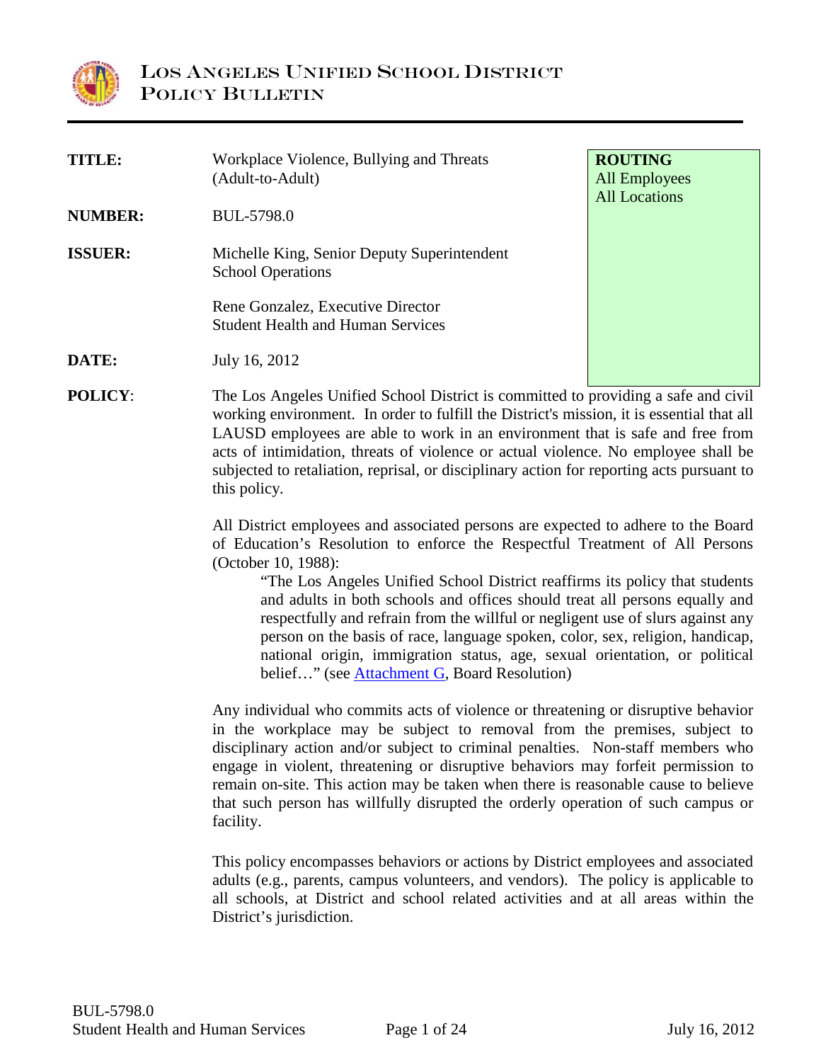# Los Angeles Unified School District
## Policy Bulletin

| | | |
|---|---|---|
| **TITLE:** | Workplace Violence, Bullying and Threats (Adult-to-Adult) | **ROUTING** All Employees All Locations |
| **NUMBER:** | BUL-5798.0 | |
| **ISSUER:** | Michelle King, Senior Deputy Superintendent School Operations<br><br>Rene Gonzalez, Executive Director Student Health and Human Services | |
| **DATE:** | July 16, 2012 | |

**POLICY**:

The Los Angeles Unified School District is committed to providing a safe and civil working environment. In order to fulfill the District's mission, it is essential that all LAUSD employees are able to work in an environment that is safe and free from acts of intimidation, threats of violence or actual violence. No employee shall be subjected to retaliation, reprisal, or disciplinary action for reporting acts pursuant to this policy.

All District employees and associated persons are expected to adhere to the Board of Education's Resolution to enforce the Respectful Treatment of All Persons (October 10, 1988):

> "The Los Angeles Unified School District reaffirms its policy that students and adults in both schools and offices should treat all persons equally and respectfully and refrain from the willful or negligent use of slurs against any person on the basis of race, language spoken, color, sex, religion, handicap, national origin, immigration status, age, sexual orientation, or political belief…" (see Attachment G, Board Resolution)

Any individual who commits acts of violence or threatening or disruptive behavior in the workplace may be subject to removal from the premises, subject to disciplinary action and/or subject to criminal penalties. Non-staff members who engage in violent, threatening or disruptive behaviors may forfeit permission to remain on-site. This action may be taken when there is reasonable cause to believe that such person has willfully disrupted the orderly operation of such campus or facility.

This policy encompasses behaviors or actions by District employees and associated adults (e.g., parents, campus volunteers, and vendors). The policy is applicable to all schools, at District and school related activities and at all areas within the District's jurisdiction.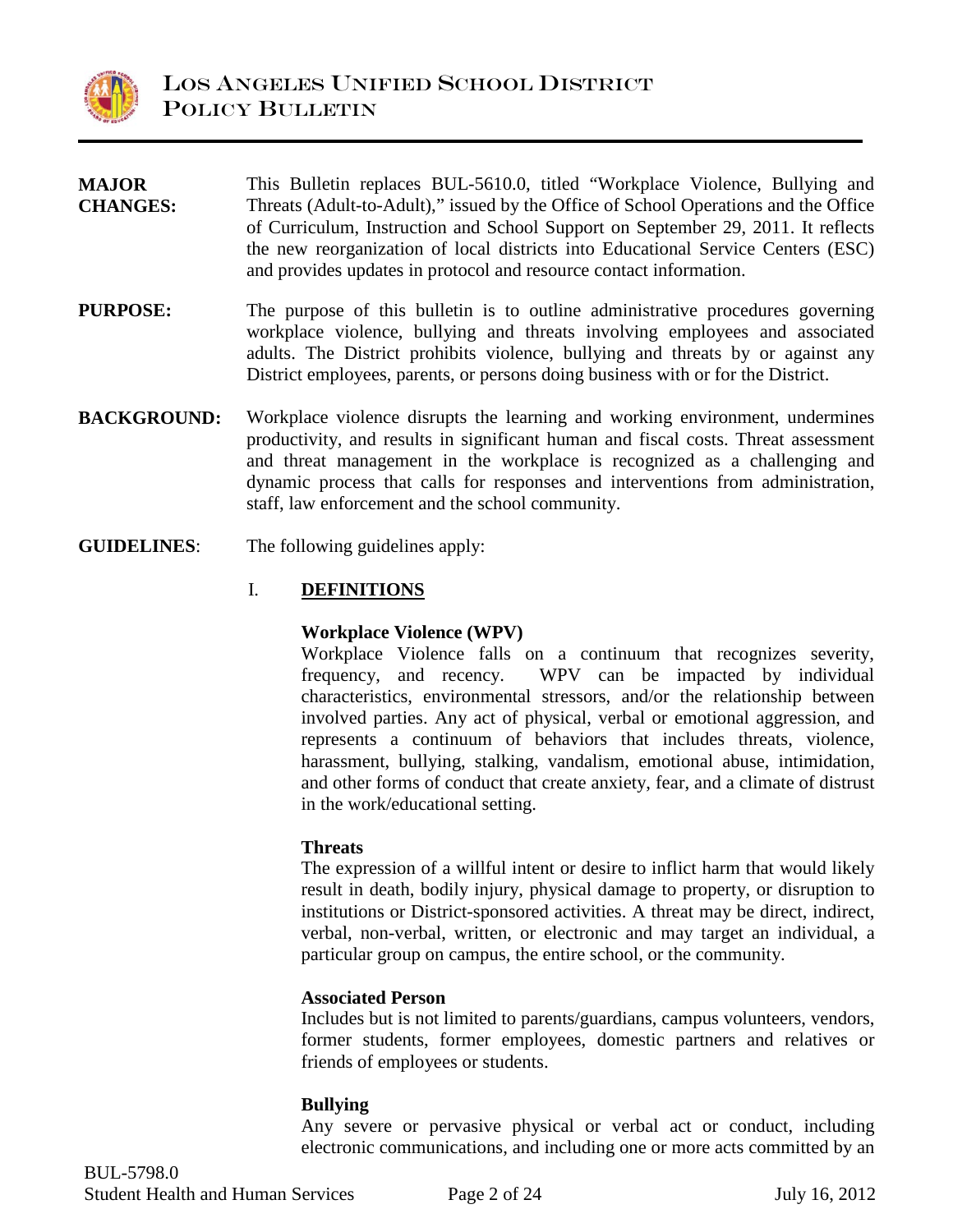**MAJOR CHANGES:** This Bulletin replaces BUL-5610.0, titled "Workplace Violence, Bullying and Threats (Adult-to-Adult)," issued by the Office of School Operations and the Office of Curriculum, Instruction and School Support on September 29, 2011. It reflects the new reorganization of local districts into Educational Service Centers (ESC) and provides updates in protocol and resource contact information.

**PURPOSE:** The purpose of this bulletin is to outline administrative procedures governing workplace violence, bullying and threats involving employees and associated adults. The District prohibits violence, bullying and threats by or against any District employees, parents, or persons doing business with or for the District.

**BACKGROUND:** Workplace violence disrupts the learning and working environment, undermines productivity, and results in significant human and fiscal costs. Threat assessment and threat management in the workplace is recognized as a challenging and dynamic process that calls for responses and interventions from administration, staff, law enforcement and the school community.

**GUIDELINES**: The following guidelines apply:

## I. DEFINITIONS

**Workplace Violence (WPV)**

Workplace Violence falls on a continuum that recognizes severity, frequency, and recency. WPV can be impacted by individual characteristics, environmental stressors, and/or the relationship between involved parties. Any act of physical, verbal or emotional aggression, and represents a continuum of behaviors that includes threats, violence, harassment, bullying, stalking, vandalism, emotional abuse, intimidation, and other forms of conduct that create anxiety, fear, and a climate of distrust in the work/educational setting.

**Threats**

The expression of a willful intent or desire to inflict harm that would likely result in death, bodily injury, physical damage to property, or disruption to institutions or District-sponsored activities. A threat may be direct, indirect, verbal, non-verbal, written, or electronic and may target an individual, a particular group on campus, the entire school, or the community.

**Associated Person**

Includes but is not limited to parents/guardians, campus volunteers, vendors, former students, former employees, domestic partners and relatives or friends of employees or students.

**Bullying**

Any severe or pervasive physical or verbal act or conduct, including electronic communications, and including one or more acts committed by an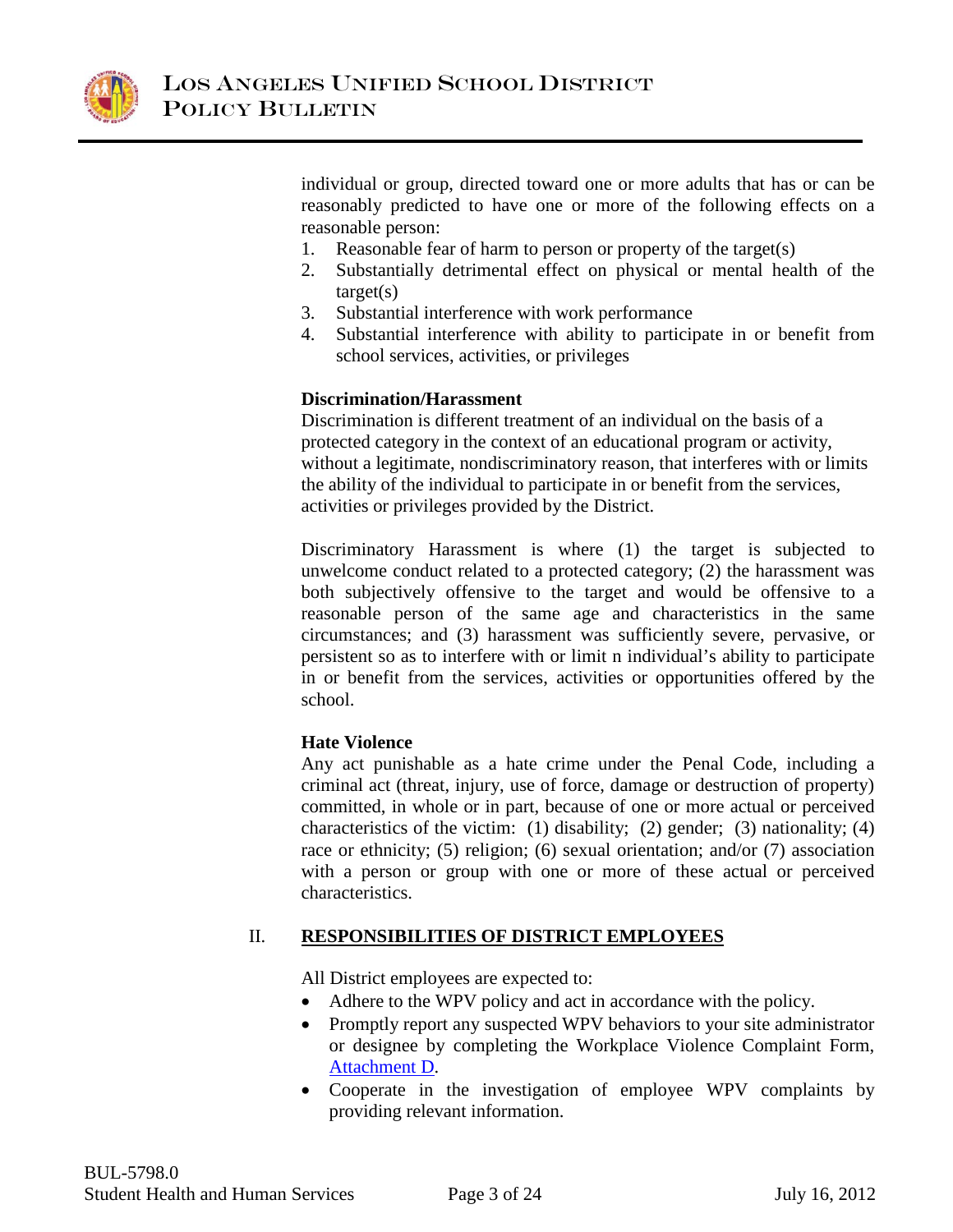individual or group, directed toward one or more adults that has or can be reasonably predicted to have one or more of the following effects on a reasonable person:

1. Reasonable fear of harm to person or property of the target(s)
2. Substantially detrimental effect on physical or mental health of the target(s)
3. Substantial interference with work performance
4. Substantial interference with ability to participate in or benefit from school services, activities, or privileges

**Discrimination/Harassment**

Discrimination is different treatment of an individual on the basis of a protected category in the context of an educational program or activity, without a legitimate, nondiscriminatory reason, that interferes with or limits the ability of the individual to participate in or benefit from the services, activities or privileges provided by the District.

Discriminatory Harassment is where (1) the target is subjected to unwelcome conduct related to a protected category; (2) the harassment was both subjectively offensive to the target and would be offensive to a reasonable person of the same age and characteristics in the same circumstances; and (3) harassment was sufficiently severe, pervasive, or persistent so as to interfere with or limit n individual's ability to participate in or benefit from the services, activities or opportunities offered by the school.

**Hate Violence**

Any act punishable as a hate crime under the Penal Code, including a criminal act (threat, injury, use of force, damage or destruction of property) committed, in whole or in part, because of one or more actual or perceived characteristics of the victim: (1) disability; (2) gender; (3) nationality; (4) race or ethnicity; (5) religion; (6) sexual orientation; and/or (7) association with a person or group with one or more of these actual or perceived characteristics.

## II. RESPONSIBILITIES OF DISTRICT EMPLOYEES

All District employees are expected to:

- Adhere to the WPV policy and act in accordance with the policy.
- Promptly report any suspected WPV behaviors to your site administrator or designee by completing the Workplace Violence Complaint Form, Attachment D.
- Cooperate in the investigation of employee WPV complaints by providing relevant information.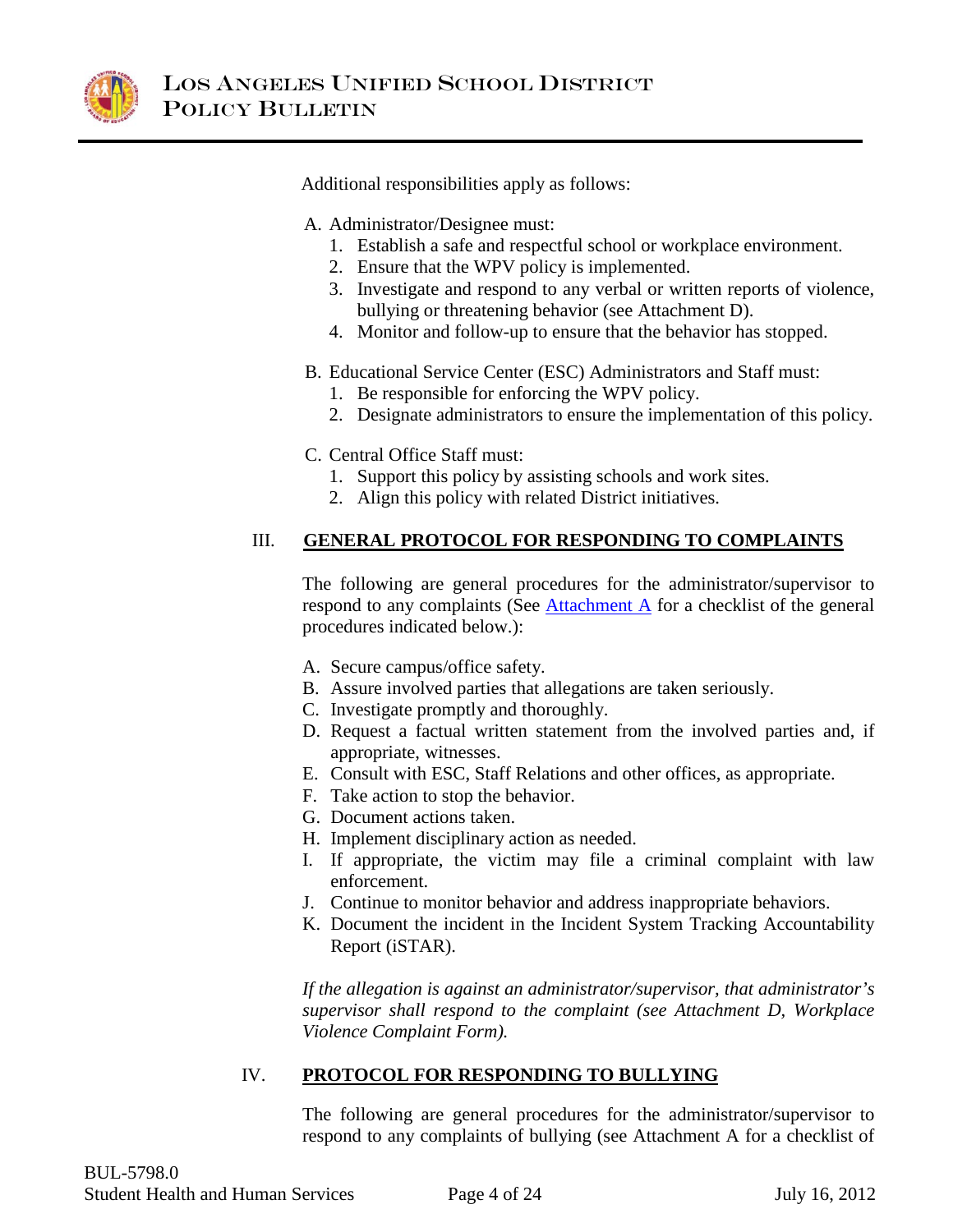Additional responsibilities apply as follows:

A. Administrator/Designee must:
   1. Establish a safe and respectful school or workplace environment.
   2. Ensure that the WPV policy is implemented.
   3. Investigate and respond to any verbal or written reports of violence, bullying or threatening behavior (see Attachment D).
   4. Monitor and follow-up to ensure that the behavior has stopped.

B. Educational Service Center (ESC) Administrators and Staff must:
   1. Be responsible for enforcing the WPV policy.
   2. Designate administrators to ensure the implementation of this policy.

C. Central Office Staff must:
   1. Support this policy by assisting schools and work sites.
   2. Align this policy with related District initiatives.

## III. GENERAL PROTOCOL FOR RESPONDING TO COMPLAINTS

The following are general procedures for the administrator/supervisor to respond to any complaints (See Attachment A for a checklist of the general procedures indicated below.):

A. Secure campus/office safety.
B. Assure involved parties that allegations are taken seriously.
C. Investigate promptly and thoroughly.
D. Request a factual written statement from the involved parties and, if appropriate, witnesses.
E. Consult with ESC, Staff Relations and other offices, as appropriate.
F. Take action to stop the behavior.
G. Document actions taken.
H. Implement disciplinary action as needed.
I. If appropriate, the victim may file a criminal complaint with law enforcement.
J. Continue to monitor behavior and address inappropriate behaviors.
K. Document the incident in the Incident System Tracking Accountability Report (iSTAR).

*If the allegation is against an administrator/supervisor, that administrator's supervisor shall respond to the complaint (see Attachment D, Workplace Violence Complaint Form).*

## IV. PROTOCOL FOR RESPONDING TO BULLYING

The following are general procedures for the administrator/supervisor to respond to any complaints of bullying (see Attachment A for a checklist of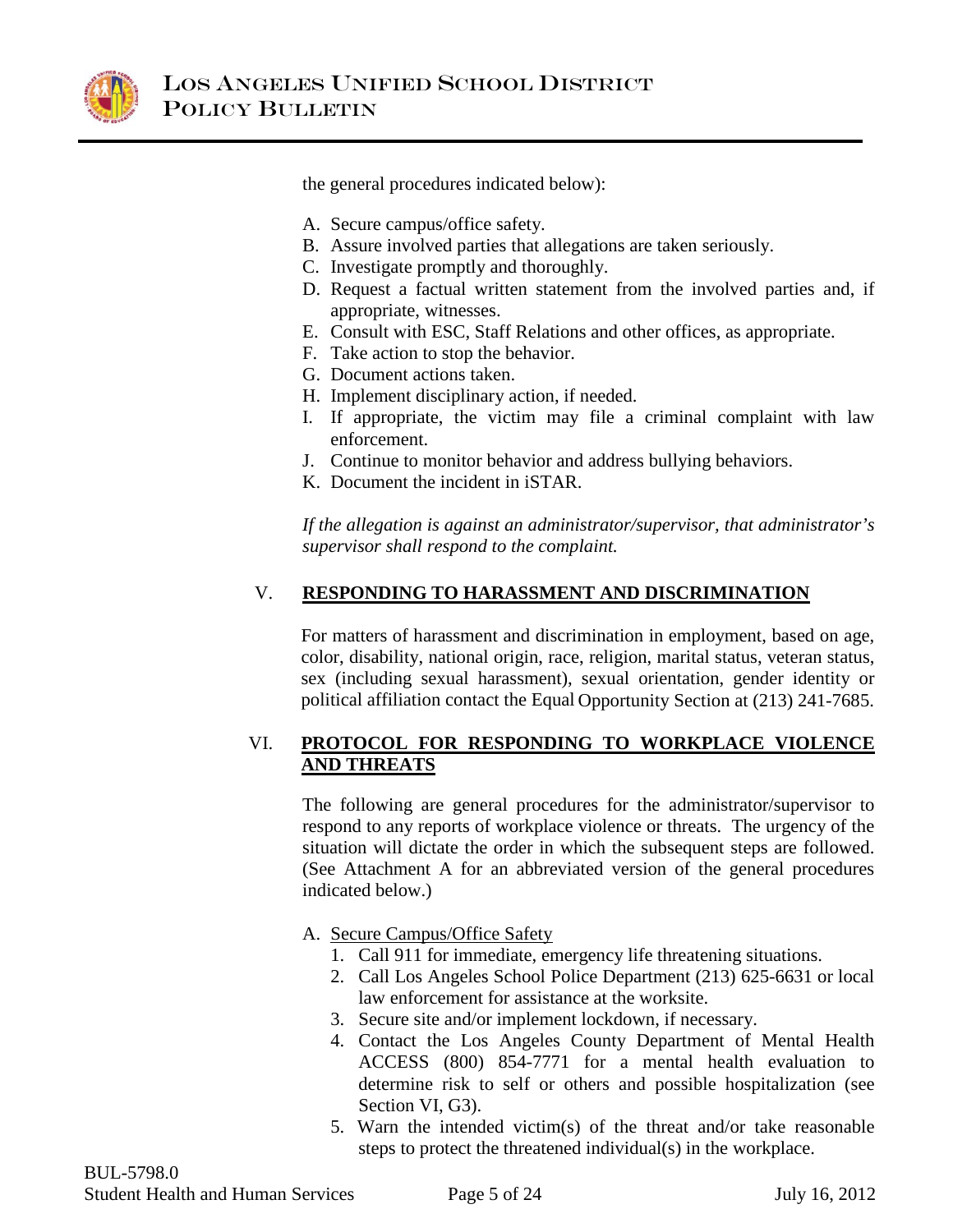the general procedures indicated below):

A. Secure campus/office safety.
B. Assure involved parties that allegations are taken seriously.
C. Investigate promptly and thoroughly.
D. Request a factual written statement from the involved parties and, if appropriate, witnesses.
E. Consult with ESC, Staff Relations and other offices, as appropriate.
F. Take action to stop the behavior.
G. Document actions taken.
H. Implement disciplinary action, if needed.
I. If appropriate, the victim may file a criminal complaint with law enforcement.
J. Continue to monitor behavior and address bullying behaviors.
K. Document the incident in iSTAR.

*If the allegation is against an administrator/supervisor, that administrator's supervisor shall respond to the complaint.*

## V. RESPONDING TO HARASSMENT AND DISCRIMINATION

For matters of harassment and discrimination in employment, based on age, color, disability, national origin, race, religion, marital status, veteran status, sex (including sexual harassment), sexual orientation, gender identity or political affiliation contact the Equal Opportunity Section at (213) 241-7685.

## VI. PROTOCOL FOR RESPONDING TO WORKPLACE VIOLENCE AND THREATS

The following are general procedures for the administrator/supervisor to respond to any reports of workplace violence or threats. The urgency of the situation will dictate the order in which the subsequent steps are followed. (See Attachment A for an abbreviated version of the general procedures indicated below.)

A. Secure Campus/Office Safety
   1. Call 911 for immediate, emergency life threatening situations.
   2. Call Los Angeles School Police Department (213) 625-6631 or local law enforcement for assistance at the worksite.
   3. Secure site and/or implement lockdown, if necessary.
   4. Contact the Los Angeles County Department of Mental Health ACCESS (800) 854-7771 for a mental health evaluation to determine risk to self or others and possible hospitalization (see Section VI, G3).
   5. Warn the intended victim(s) of the threat and/or take reasonable steps to protect the threatened individual(s) in the workplace.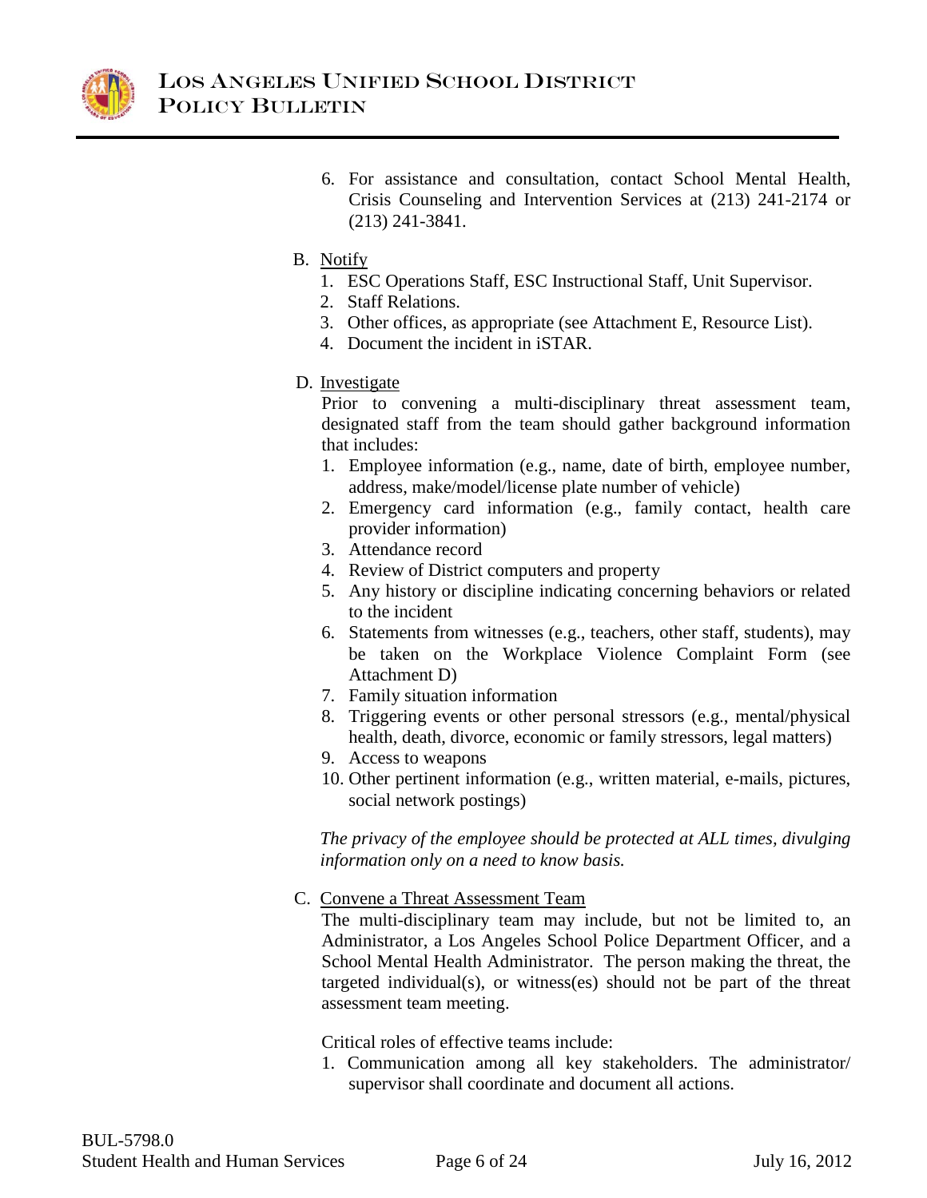6. For assistance and consultation, contact School Mental Health, Crisis Counseling and Intervention Services at (213) 241-2174 or (213) 241-3841.

B. Notify

1. ESC Operations Staff, ESC Instructional Staff, Unit Supervisor.
2. Staff Relations.
3. Other offices, as appropriate (see Attachment E, Resource List).
4. Document the incident in iSTAR.

D. Investigate

Prior to convening a multi-disciplinary threat assessment team, designated staff from the team should gather background information that includes:

1. Employee information (e.g., name, date of birth, employee number, address, make/model/license plate number of vehicle)
2. Emergency card information (e.g., family contact, health care provider information)
3. Attendance record
4. Review of District computers and property
5. Any history or discipline indicating concerning behaviors or related to the incident
6. Statements from witnesses (e.g., teachers, other staff, students), may be taken on the Workplace Violence Complaint Form (see Attachment D)
7. Family situation information
8. Triggering events or other personal stressors (e.g., mental/physical health, death, divorce, economic or family stressors, legal matters)
9. Access to weapons
10. Other pertinent information (e.g., written material, e-mails, pictures, social network postings)

*The privacy of the employee should be protected at ALL times, divulging information only on a need to know basis.*

C. Convene a Threat Assessment Team

The multi-disciplinary team may include, but not be limited to, an Administrator, a Los Angeles School Police Department Officer, and a School Mental Health Administrator. The person making the threat, the targeted individual(s), or witness(es) should not be part of the threat assessment team meeting.

Critical roles of effective teams include:

1. Communication among all key stakeholders. The administrator/ supervisor shall coordinate and document all actions.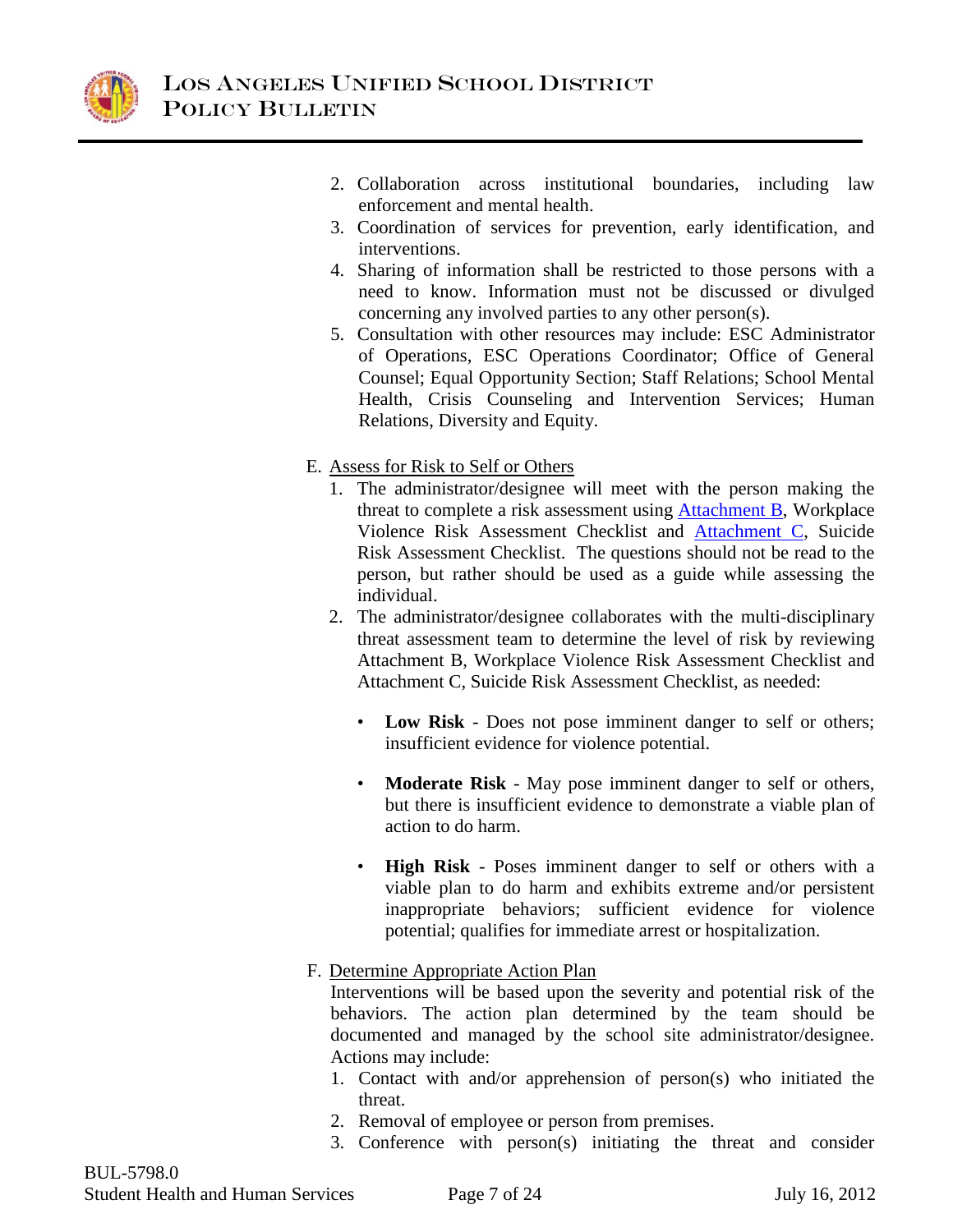2. Collaboration across institutional boundaries, including law enforcement and mental health.
3. Coordination of services for prevention, early identification, and interventions.
4. Sharing of information shall be restricted to those persons with a need to know. Information must not be discussed or divulged concerning any involved parties to any other person(s).
5. Consultation with other resources may include: ESC Administrator of Operations, ESC Operations Coordinator; Office of General Counsel; Equal Opportunity Section; Staff Relations; School Mental Health, Crisis Counseling and Intervention Services; Human Relations, Diversity and Equity.

E. Assess for Risk to Self or Others

1. The administrator/designee will meet with the person making the threat to complete a risk assessment using Attachment B, Workplace Violence Risk Assessment Checklist and Attachment C, Suicide Risk Assessment Checklist. The questions should not be read to the person, but rather should be used as a guide while assessing the individual.
2. The administrator/designee collaborates with the multi-disciplinary threat assessment team to determine the level of risk by reviewing Attachment B, Workplace Violence Risk Assessment Checklist and Attachment C, Suicide Risk Assessment Checklist, as needed:

   - **Low Risk** - Does not pose imminent danger to self or others; insufficient evidence for violence potential.
   - **Moderate Risk** - May pose imminent danger to self or others, but there is insufficient evidence to demonstrate a viable plan of action to do harm.
   - **High Risk** - Poses imminent danger to self or others with a viable plan to do harm and exhibits extreme and/or persistent inappropriate behaviors; sufficient evidence for violence potential; qualifies for immediate arrest or hospitalization.

F. Determine Appropriate Action Plan

Interventions will be based upon the severity and potential risk of the behaviors. The action plan determined by the team should be documented and managed by the school site administrator/designee. Actions may include:

1. Contact with and/or apprehension of person(s) who initiated the threat.
2. Removal of employee or person from premises.
3. Conference with person(s) initiating the threat and consider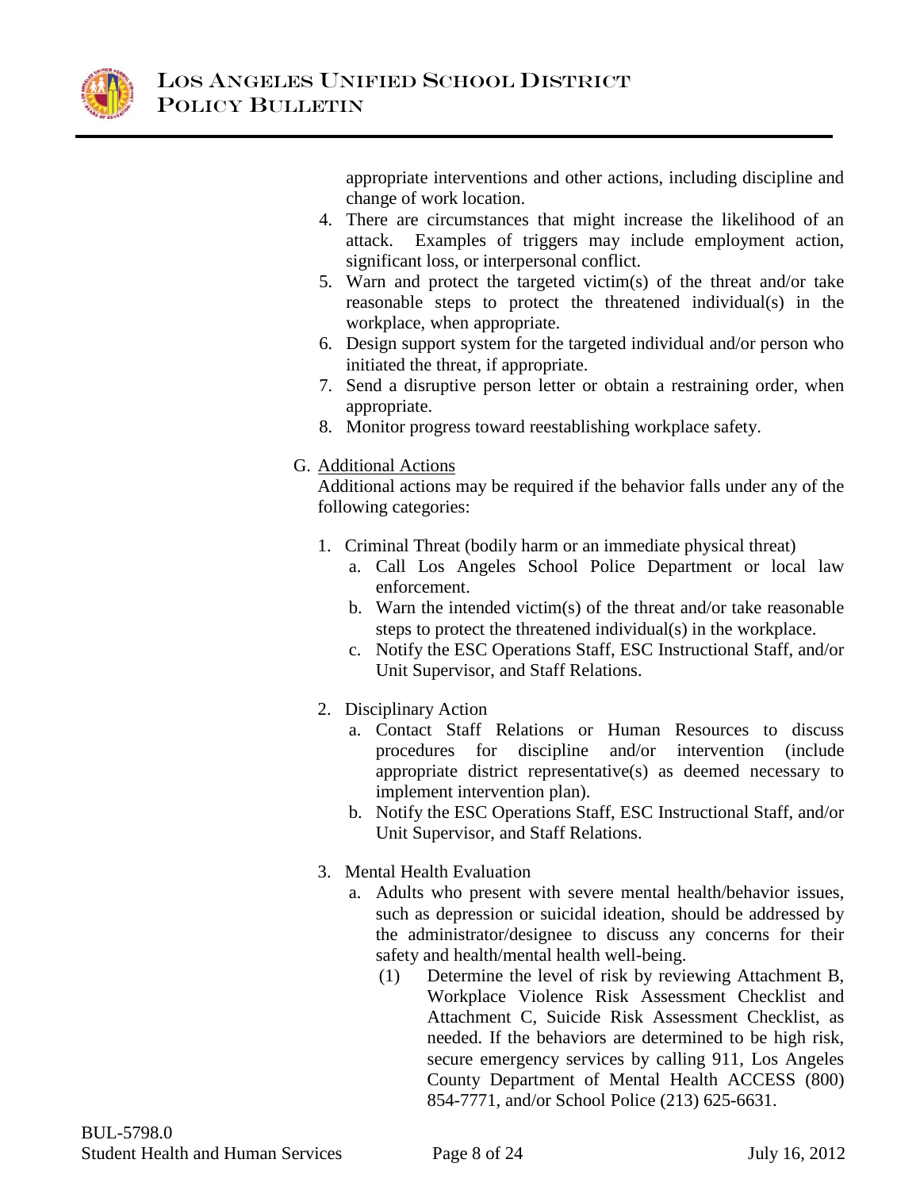appropriate interventions and other actions, including discipline and change of work location.

4. There are circumstances that might increase the likelihood of an attack. Examples of triggers may include employment action, significant loss, or interpersonal conflict.
5. Warn and protect the targeted victim(s) of the threat and/or take reasonable steps to protect the threatened individual(s) in the workplace, when appropriate.
6. Design support system for the targeted individual and/or person who initiated the threat, if appropriate.
7. Send a disruptive person letter or obtain a restraining order, when appropriate.
8. Monitor progress toward reestablishing workplace safety.

G. <u>Additional Actions</u>

Additional actions may be required if the behavior falls under any of the following categories:

1. Criminal Threat (bodily harm or an immediate physical threat)
   a. Call Los Angeles School Police Department or local law enforcement.
   b. Warn the intended victim(s) of the threat and/or take reasonable steps to protect the threatened individual(s) in the workplace.
   c. Notify the ESC Operations Staff, ESC Instructional Staff, and/or Unit Supervisor, and Staff Relations.

2. Disciplinary Action
   a. Contact Staff Relations or Human Resources to discuss procedures for discipline and/or intervention (include appropriate district representative(s) as deemed necessary to implement intervention plan).
   b. Notify the ESC Operations Staff, ESC Instructional Staff, and/or Unit Supervisor, and Staff Relations.

3. Mental Health Evaluation
   a. Adults who present with severe mental health/behavior issues, such as depression or suicidal ideation, should be addressed by the administrator/designee to discuss any concerns for their safety and health/mental health well-being.
      (1) Determine the level of risk by reviewing Attachment B, Workplace Violence Risk Assessment Checklist and Attachment C, Suicide Risk Assessment Checklist, as needed. If the behaviors are determined to be high risk, secure emergency services by calling 911, Los Angeles County Department of Mental Health ACCESS (800) 854-7771, and/or School Police (213) 625-6631.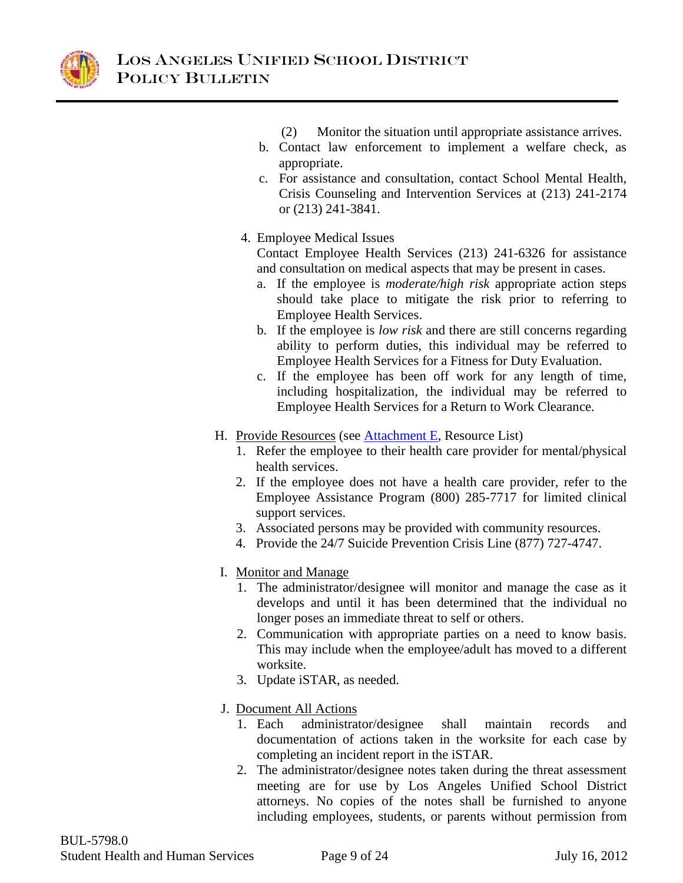(2) Monitor the situation until appropriate assistance arrives.

b. Contact law enforcement to implement a welfare check, as appropriate.

c. For assistance and consultation, contact School Mental Health, Crisis Counseling and Intervention Services at (213) 241-2174 or (213) 241-3841.

4. Employee Medical Issues

   Contact Employee Health Services (213) 241-6326 for assistance and consultation on medical aspects that may be present in cases.

   a. If the employee is *moderate/high risk* appropriate action steps should take place to mitigate the risk prior to referring to Employee Health Services.
   b. If the employee is *low risk* and there are still concerns regarding ability to perform duties, this individual may be referred to Employee Health Services for a Fitness for Duty Evaluation.
   c. If the employee has been off work for any length of time, including hospitalization, the individual may be referred to Employee Health Services for a Return to Work Clearance.

H. Provide Resources (see Attachment E, Resource List)

   1. Refer the employee to their health care provider for mental/physical health services.
   2. If the employee does not have a health care provider, refer to the Employee Assistance Program (800) 285-7717 for limited clinical support services.
   3. Associated persons may be provided with community resources.
   4. Provide the 24/7 Suicide Prevention Crisis Line (877) 727-4747.

I. Monitor and Manage

   1. The administrator/designee will monitor and manage the case as it develops and until it has been determined that the individual no longer poses an immediate threat to self or others.
   2. Communication with appropriate parties on a need to know basis. This may include when the employee/adult has moved to a different worksite.
   3. Update iSTAR, as needed.

J. Document All Actions

   1. Each administrator/designee shall maintain records and documentation of actions taken in the worksite for each case by completing an incident report in the iSTAR.
   2. The administrator/designee notes taken during the threat assessment meeting are for use by Los Angeles Unified School District attorneys. No copies of the notes shall be furnished to anyone including employees, students, or parents without permission from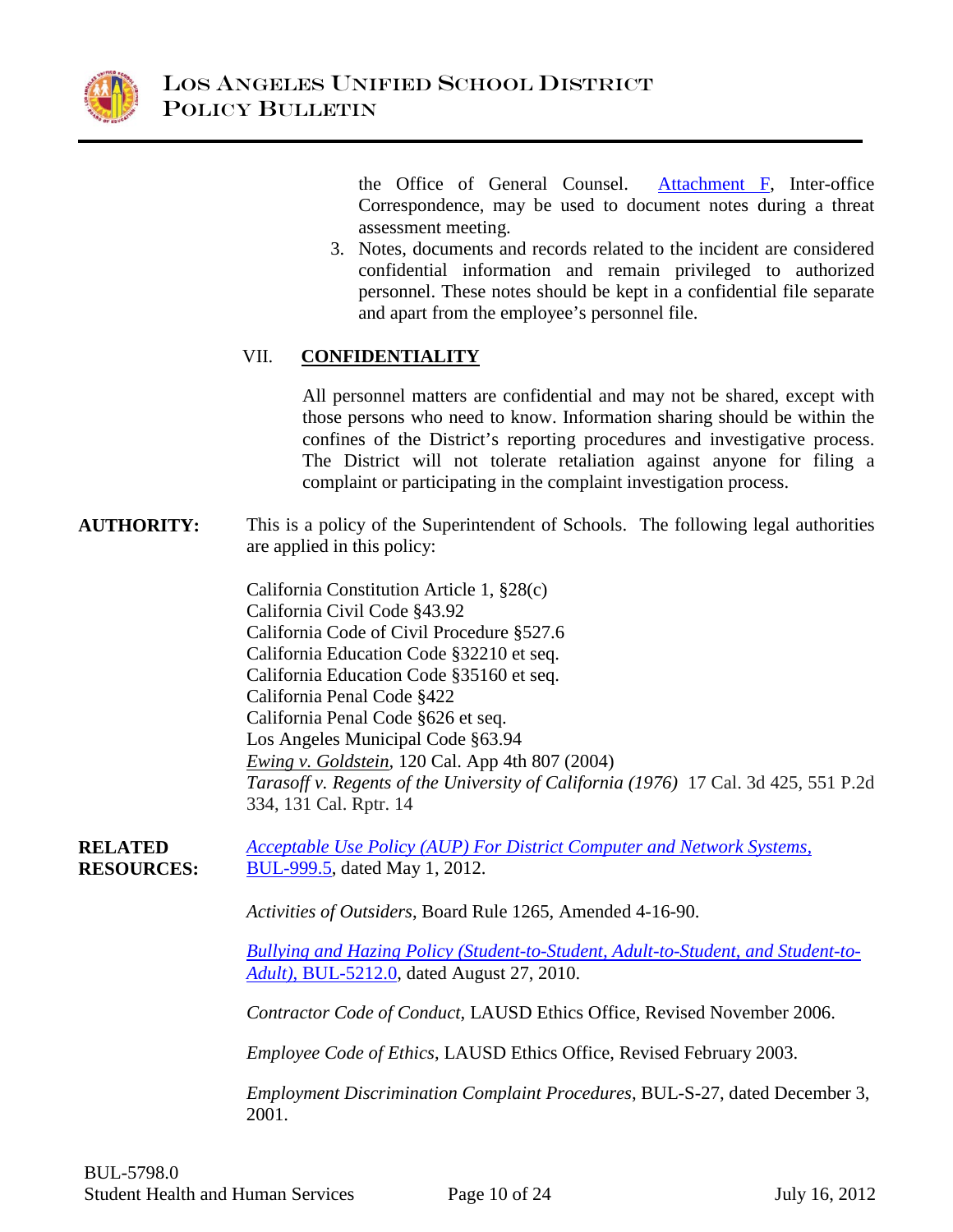the Office of General Counsel. Attachment F, Inter-office Correspondence, may be used to document notes during a threat assessment meeting.

3. Notes, documents and records related to the incident are considered confidential information and remain privileged to authorized personnel. These notes should be kept in a confidential file separate and apart from the employee's personnel file.

## VII. CONFIDENTIALITY

All personnel matters are confidential and may not be shared, except with those persons who need to know. Information sharing should be within the confines of the District's reporting procedures and investigative process. The District will not tolerate retaliation against anyone for filing a complaint or participating in the complaint investigation process.

**AUTHORITY:** This is a policy of the Superintendent of Schools. The following legal authorities are applied in this policy:

California Constitution Article 1, §28(c)
California Civil Code §43.92
California Code of Civil Procedure §527.6
California Education Code §32210 et seq.
California Education Code §35160 et seq.
California Penal Code §422
California Penal Code §626 et seq.
Los Angeles Municipal Code §63.94
*Ewing v. Goldstein,* 120 Cal. App 4th 807 (2004)
*Tarasoff v. Regents of the University of California (1976)* 17 Cal. 3d 425, 551 P.2d 334, 131 Cal. Rptr. 14

**RELATED RESOURCES:**

*Acceptable Use Policy (AUP) For District Computer and Network Systems,* BUL-999.5, dated May 1, 2012.

*Activities of Outsiders*, Board Rule 1265, Amended 4-16-90.

*Bullying and Hazing Policy (Student-to-Student, Adult-to-Student, and Student-to-Adult),* BUL-5212.0, dated August 27, 2010.

*Contractor Code of Conduct*, LAUSD Ethics Office, Revised November 2006.

*Employee Code of Ethics*, LAUSD Ethics Office, Revised February 2003.

*Employment Discrimination Complaint Procedures*, BUL-S-27, dated December 3, 2001.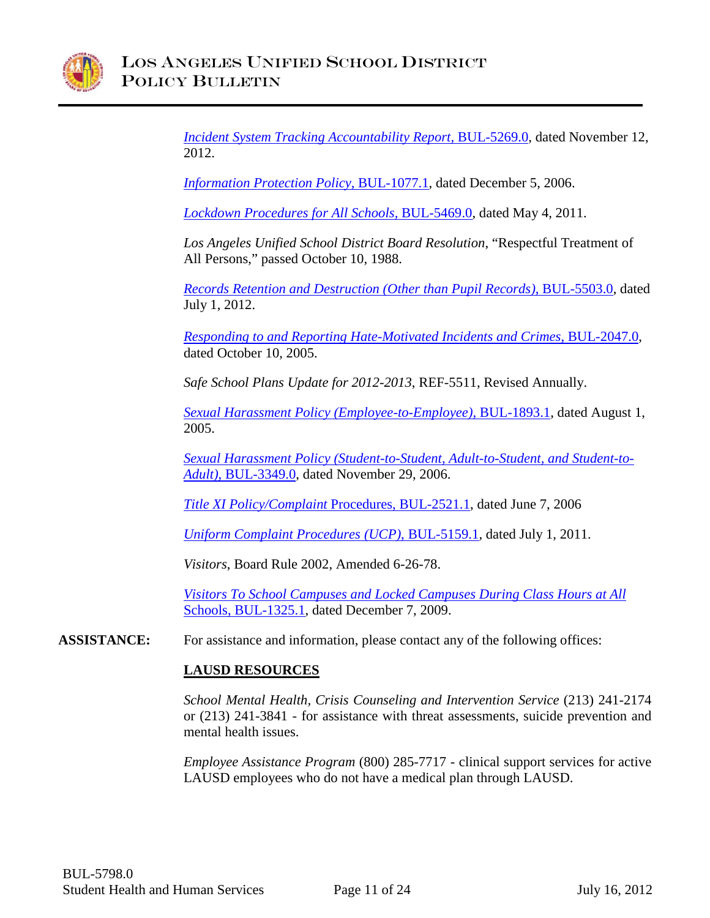*Incident System Tracking Accountability Report,* BUL-5269.0, dated November 12, 2012.

*Information Protection Policy,* BUL-1077.1, dated December 5, 2006.

*Lockdown Procedures for All Schools,* BUL-5469.0, dated May 4, 2011.

*Los Angeles Unified School District Board Resolution*, "Respectful Treatment of All Persons," passed October 10, 1988.

*Records Retention and Destruction (Other than Pupil Records),* BUL-5503.0, dated July 1, 2012.

*Responding to and Reporting Hate-Motivated Incidents and Crimes,* BUL-2047.0, dated October 10, 2005.

*Safe School Plans Update for 2012-2013*, REF-5511, Revised Annually.

*Sexual Harassment Policy (Employee-to-Employee),* BUL-1893.1, dated August 1, 2005.

*Sexual Harassment Policy (Student-to-Student, Adult-to-Student, and Student-to-Adult),* BUL-3349.0, dated November 29, 2006.

*Title XI Policy/Complaint* Procedures, BUL-2521.1, dated June 7, 2006

*Uniform Complaint Procedures (UCP),* BUL-5159.1, dated July 1, 2011.

*Visitors*, Board Rule 2002, Amended 6-26-78.

*Visitors To School Campuses and Locked Campuses During Class Hours at All* Schools, BUL-1325.1, dated December 7, 2009.

**ASSISTANCE:** For assistance and information, please contact any of the following offices:

**LAUSD RESOURCES**

*School Mental Health, Crisis Counseling and Intervention Service* (213) 241-2174 or (213) 241-3841 - for assistance with threat assessments, suicide prevention and mental health issues.

*Employee Assistance Program* (800) 285-7717 - clinical support services for active LAUSD employees who do not have a medical plan through LAUSD.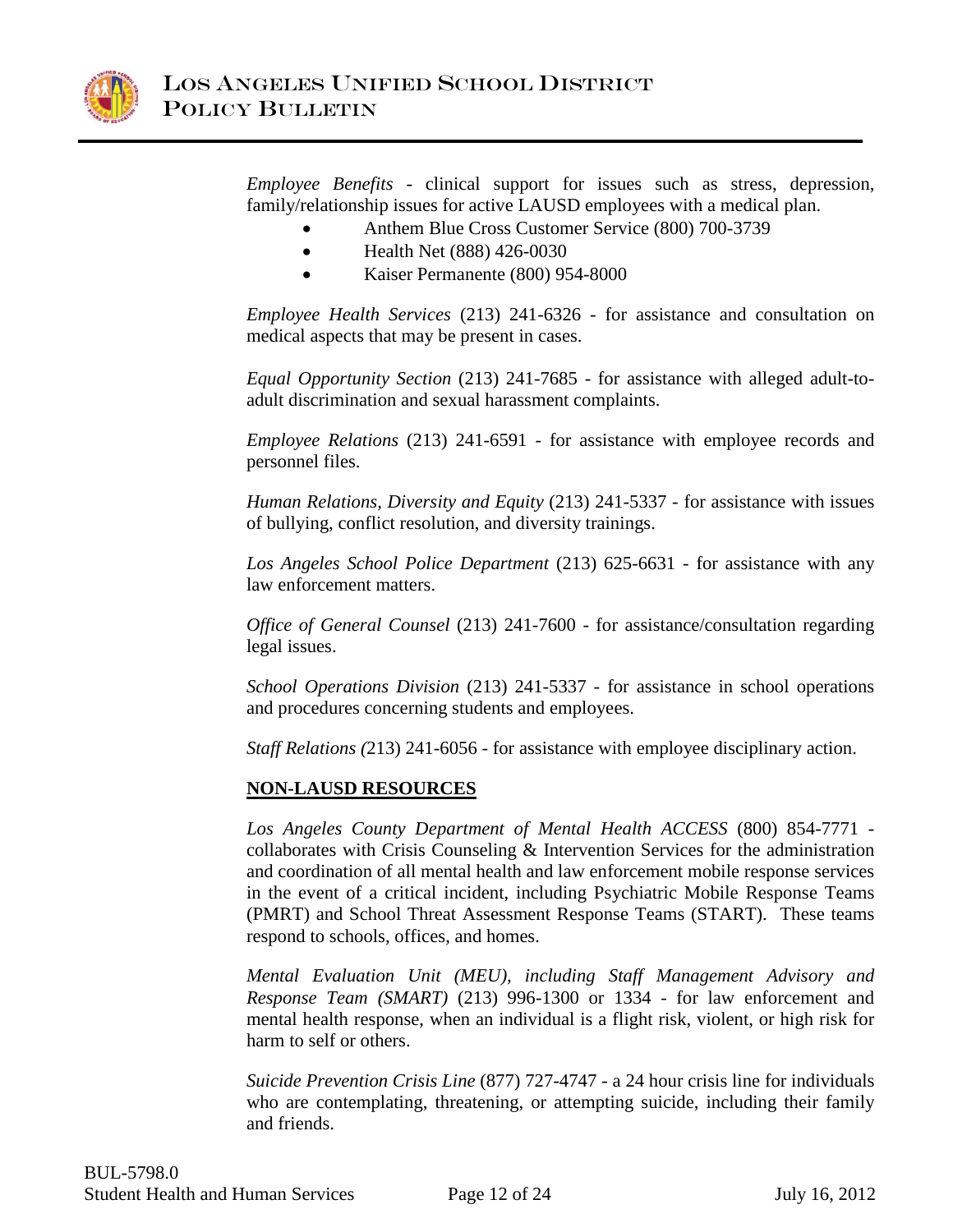*Employee Benefits* - clinical support for issues such as stress, depression, family/relationship issues for active LAUSD employees with a medical plan.

- Anthem Blue Cross Customer Service (800) 700-3739
- Health Net (888) 426-0030
- Kaiser Permanente (800) 954-8000

*Employee Health Services* (213) 241-6326 - for assistance and consultation on medical aspects that may be present in cases.

*Equal Opportunity Section* (213) 241-7685 - for assistance with alleged adult-to-adult discrimination and sexual harassment complaints.

*Employee Relations* (213) 241-6591 - for assistance with employee records and personnel files.

*Human Relations, Diversity and Equity* (213) 241-5337 - for assistance with issues of bullying, conflict resolution, and diversity trainings.

*Los Angeles School Police Department* (213) 625-6631 - for assistance with any law enforcement matters.

*Office of General Counsel* (213) 241-7600 - for assistance/consultation regarding legal issues.

*School Operations Division* (213) 241-5337 - for assistance in school operations and procedures concerning students and employees.

*Staff Relations (*213) 241-6056 - for assistance with employee disciplinary action.

**NON-LAUSD RESOURCES**

*Los Angeles County Department of Mental Health ACCESS* (800) 854-7771 - collaborates with Crisis Counseling & Intervention Services for the administration and coordination of all mental health and law enforcement mobile response services in the event of a critical incident, including Psychiatric Mobile Response Teams (PMRT) and School Threat Assessment Response Teams (START). These teams respond to schools, offices, and homes.

*Mental Evaluation Unit (MEU), including Staff Management Advisory and Response Team (SMART)* (213) 996-1300 or 1334 - for law enforcement and mental health response, when an individual is a flight risk, violent, or high risk for harm to self or others.

*Suicide Prevention Crisis Line* (877) 727-4747 - a 24 hour crisis line for individuals who are contemplating, threatening, or attempting suicide, including their family and friends.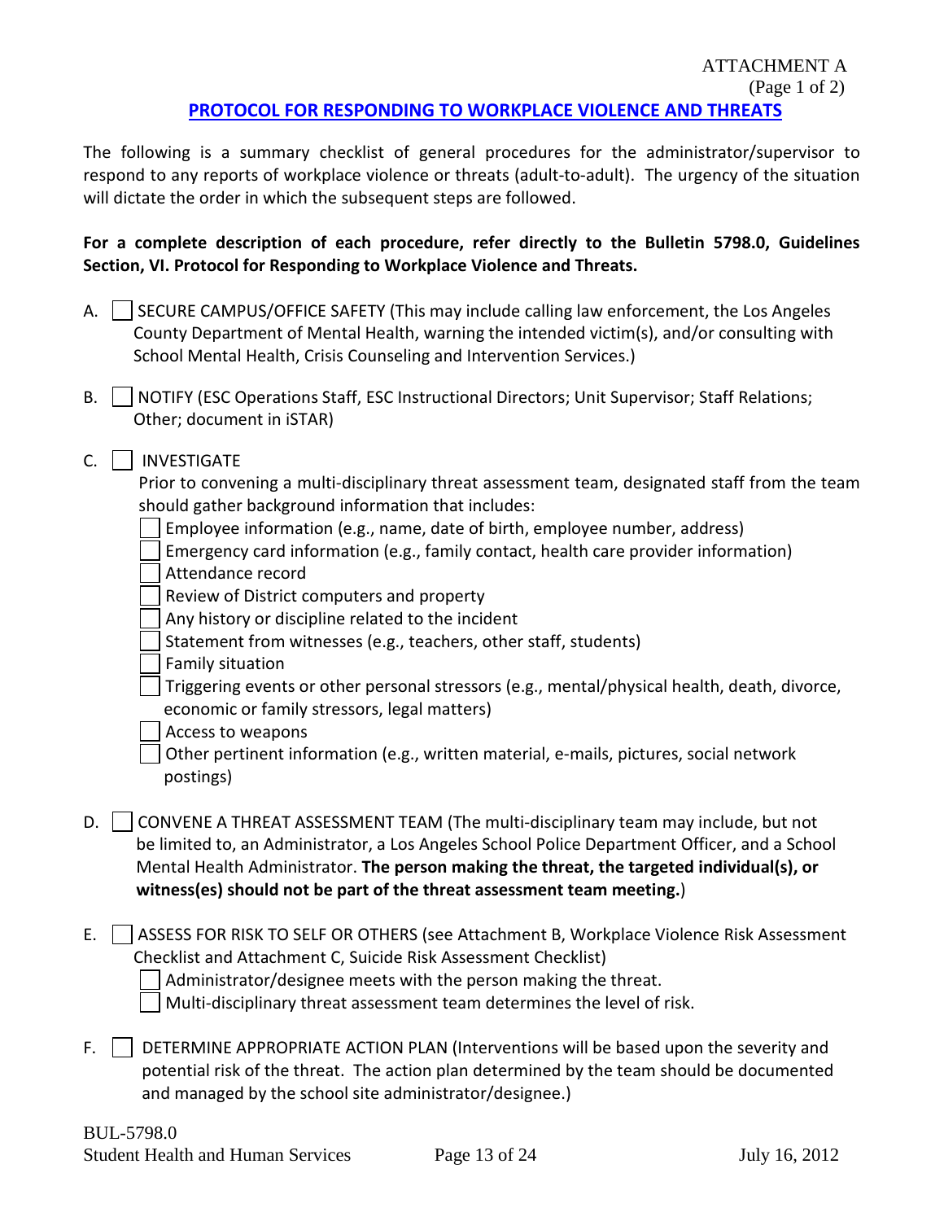ATTACHMENT A
(Page 1 of 2)

## PROTOCOL FOR RESPONDING TO WORKPLACE VIOLENCE AND THREATS

The following is a summary checklist of general procedures for the administrator/supervisor to respond to any reports of workplace violence or threats (adult-to-adult). The urgency of the situation will dictate the order in which the subsequent steps are followed.

**For a complete description of each procedure, refer directly to the Bulletin 5798.0, Guidelines Section, VI. Protocol for Responding to Workplace Violence and Threats.**

A. ☐ SECURE CAMPUS/OFFICE SAFETY (This may include calling law enforcement, the Los Angeles County Department of Mental Health, warning the intended victim(s), and/or consulting with School Mental Health, Crisis Counseling and Intervention Services.)

B. ☐ NOTIFY (ESC Operations Staff, ESC Instructional Directors; Unit Supervisor; Staff Relations; Other; document in iSTAR)

C. ☐ INVESTIGATE
Prior to convening a multi-disciplinary threat assessment team, designated staff from the team should gather background information that includes:
- ☐ Employee information (e.g., name, date of birth, employee number, address)
- ☐ Emergency card information (e.g., family contact, health care provider information)
- ☐ Attendance record
- ☐ Review of District computers and property
- ☐ Any history or discipline related to the incident
- ☐ Statement from witnesses (e.g., teachers, other staff, students)
- ☐ Family situation
- ☐ Triggering events or other personal stressors (e.g., mental/physical health, death, divorce, economic or family stressors, legal matters)
- ☐ Access to weapons
- ☐ Other pertinent information (e.g., written material, e-mails, pictures, social network postings)

D. ☐ CONVENE A THREAT ASSESSMENT TEAM (The multi-disciplinary team may include, but not be limited to, an Administrator, a Los Angeles School Police Department Officer, and a School Mental Health Administrator. **The person making the threat, the targeted individual(s), or witness(es) should not be part of the threat assessment team meeting.**)

E. ☐ ASSESS FOR RISK TO SELF OR OTHERS (see Attachment B, Workplace Violence Risk Assessment Checklist and Attachment C, Suicide Risk Assessment Checklist)
- ☐ Administrator/designee meets with the person making the threat.
- ☐ Multi-disciplinary threat assessment team determines the level of risk.

F. ☐ DETERMINE APPROPRIATE ACTION PLAN (Interventions will be based upon the severity and potential risk of the threat. The action plan determined by the team should be documented and managed by the school site administrator/designee.)

BUL-5798.0
Student Health and Human Services July 16, 2012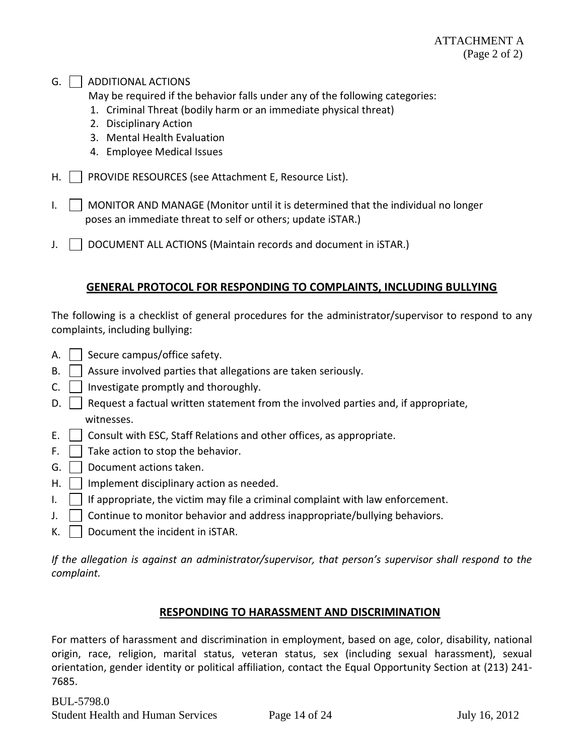ATTACHMENT A
(Page 2 of 2)

G. ☐ ADDITIONAL ACTIONS
May be required if the behavior falls under any of the following categories:
1. Criminal Threat (bodily harm or an immediate physical threat)
2. Disciplinary Action
3. Mental Health Evaluation
4. Employee Medical Issues

H. ☐ PROVIDE RESOURCES (see Attachment E, Resource List).

I. ☐ MONITOR AND MANAGE (Monitor until it is determined that the individual no longer poses an immediate threat to self or others; update iSTAR.)

J. ☐ DOCUMENT ALL ACTIONS (Maintain records and document in iSTAR.)

## GENERAL PROTOCOL FOR RESPONDING TO COMPLAINTS, INCLUDING BULLYING

The following is a checklist of general procedures for the administrator/supervisor to respond to any complaints, including bullying:

A. ☐ Secure campus/office safety.
B. ☐ Assure involved parties that allegations are taken seriously.
C. ☐ Investigate promptly and thoroughly.
D. ☐ Request a factual written statement from the involved parties and, if appropriate, witnesses.
E. ☐ Consult with ESC, Staff Relations and other offices, as appropriate.
F. ☐ Take action to stop the behavior.
G. ☐ Document actions taken.
H. ☐ Implement disciplinary action as needed.
I. ☐ If appropriate, the victim may file a criminal complaint with law enforcement.
J. ☐ Continue to monitor behavior and address inappropriate/bullying behaviors.
K. ☐ Document the incident in iSTAR.

*If the allegation is against an administrator/supervisor, that person's supervisor shall respond to the complaint.*

## RESPONDING TO HARASSMENT AND DISCRIMINATION

For matters of harassment and discrimination in employment, based on age, color, disability, national origin, race, religion, marital status, veteran status, sex (including sexual harassment), sexual orientation, gender identity or political affiliation, contact the Equal Opportunity Section at (213) 241-7685.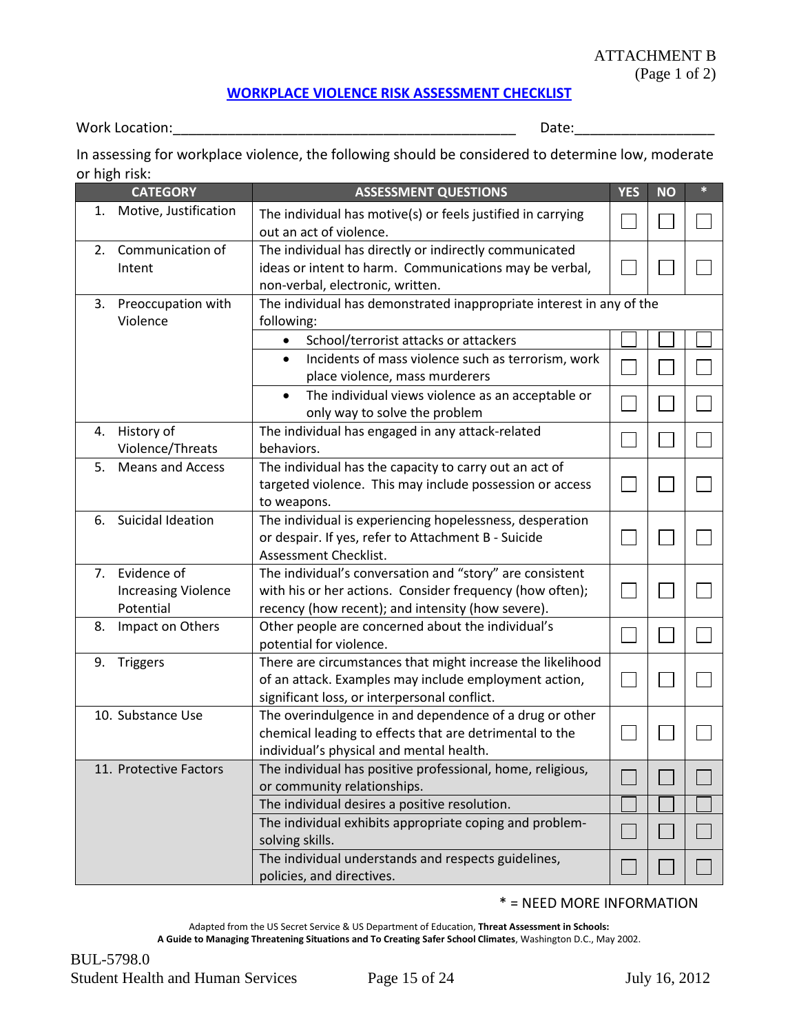ATTACHMENT B
(Page 1 of 2)

## WORKPLACE VIOLENCE RISK ASSESSMENT CHECKLIST

Work Location:_____________________________________________ Date:_________________

In assessing for workplace violence, the following should be considered to determine low, moderate or high risk:

| CATEGORY | ASSESSMENT QUESTIONS | YES | NO | * |
|---|---|---|---|---|
| 1. Motive, Justification | The individual has motive(s) or feels justified in carrying out an act of violence. | ☐ | ☐ | ☐ |
| 2. Communication of Intent | The individual has directly or indirectly communicated ideas or intent to harm. Communications may be verbal, non-verbal, electronic, written. | ☐ | ☐ | ☐ |
| 3. Preoccupation with Violence | The individual has demonstrated inappropriate interest in any of the following: | | | |
| | • School/terrorist attacks or attackers | ☐ | ☐ | ☐ |
| | • Incidents of mass violence such as terrorism, work place violence, mass murderers | ☐ | ☐ | ☐ |
| | • The individual views violence as an acceptable or only way to solve the problem | ☐ | ☐ | ☐ |
| 4. History of Violence/Threats | The individual has engaged in any attack-related behaviors. | ☐ | ☐ | ☐ |
| 5. Means and Access | The individual has the capacity to carry out an act of targeted violence. This may include possession or access to weapons. | ☐ | ☐ | ☐ |
| 6. Suicidal Ideation | The individual is experiencing hopelessness, desperation or despair. If yes, refer to Attachment B - Suicide Assessment Checklist. | ☐ | ☐ | ☐ |
| 7. Evidence of Increasing Violence Potential | The individual's conversation and "story" are consistent with his or her actions. Consider frequency (how often); recency (how recent); and intensity (how severe). | ☐ | ☐ | ☐ |
| 8. Impact on Others | Other people are concerned about the individual's potential for violence. | ☐ | ☐ | ☐ |
| 9. Triggers | There are circumstances that might increase the likelihood of an attack. Examples may include employment action, significant loss, or interpersonal conflict. | ☐ | ☐ | ☐ |
| 10. Substance Use | The overindulgence in and dependence of a drug or other chemical leading to effects that are detrimental to the individual's physical and mental health. | ☐ | ☐ | ☐ |
| 11. Protective Factors | The individual has positive professional, home, religious, or community relationships. | ☐ | ☐ | ☐ |
| | The individual desires a positive resolution. | ☐ | ☐ | ☐ |
| | The individual exhibits appropriate coping and problem-solving skills. | ☐ | ☐ | ☐ |
| | The individual understands and respects guidelines, policies, and directives. | ☐ | ☐ | ☐ |

* = NEED MORE INFORMATION

Adapted from the US Secret Service & US Department of Education, **Threat Assessment in Schools: A Guide to Managing Threatening Situations and To Creating Safer School Climates**, Washington D.C., May 2002.

BUL-5798.0
Student Health and Human Services July 16, 2012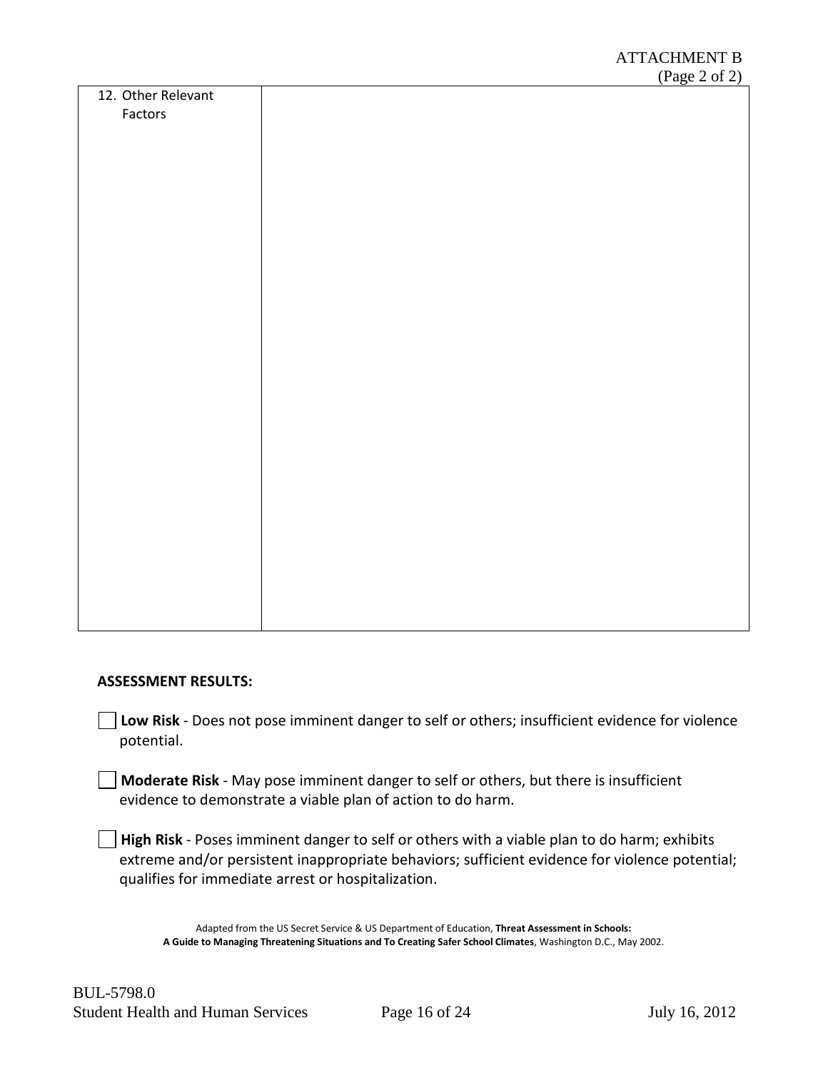ATTACHMENT B
(Page 2 of 2)

| 12. Other Relevant Factors | |
|---|---|

**ASSESSMENT RESULTS:**

☐ **Low Risk** - Does not pose imminent danger to self or others; insufficient evidence for violence potential.

☐ **Moderate Risk** - May pose imminent danger to self or others, but there is insufficient evidence to demonstrate a viable plan of action to do harm.

☐ **High Risk** - Poses imminent danger to self or others with a viable plan to do harm; exhibits extreme and/or persistent inappropriate behaviors; sufficient evidence for violence potential; qualifies for immediate arrest or hospitalization.

Adapted from the US Secret Service & US Department of Education, **Threat Assessment in Schools: A Guide to Managing Threatening Situations and To Creating Safer School Climates**, Washington D.C., May 2002.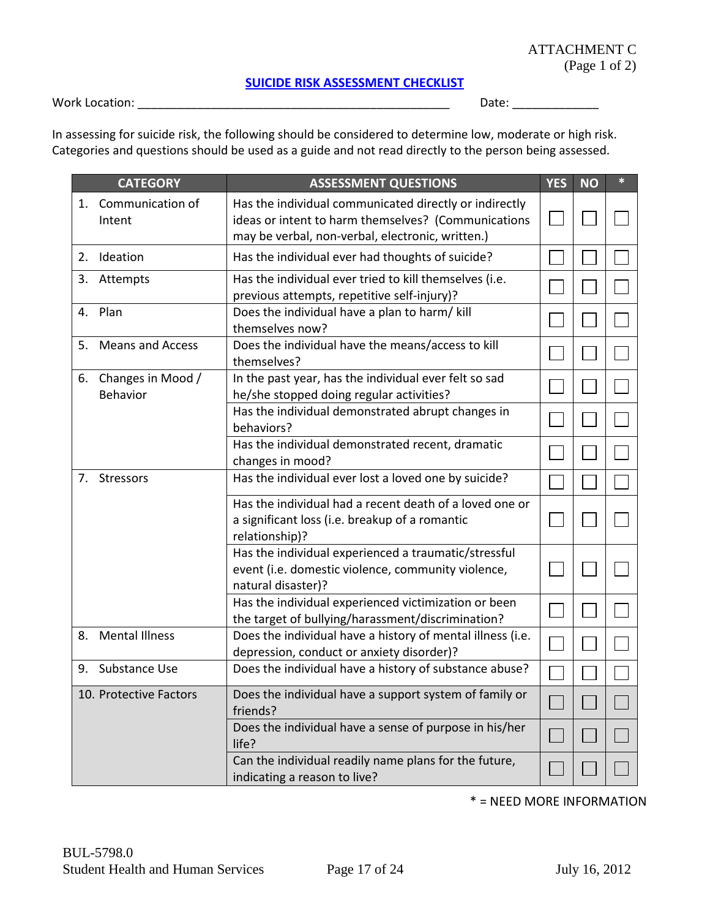ATTACHMENT C
(Page 1 of 2)

## SUICIDE RISK ASSESSMENT CHECKLIST

Work Location: ________________________________________________ Date: _____________

In assessing for suicide risk, the following should be considered to determine low, moderate or high risk. Categories and questions should be used as a guide and not read directly to the person being assessed.

| CATEGORY | ASSESSMENT QUESTIONS | YES | NO | * |
|---|---|---|---|---|
| 1. Communication of Intent | Has the individual communicated directly or indirectly ideas or intent to harm themselves? (Communications may be verbal, non-verbal, electronic, written.) | ☐ | ☐ | ☐ |
| 2. Ideation | Has the individual ever had thoughts of suicide? | ☐ | ☐ | ☐ |
| 3. Attempts | Has the individual ever tried to kill themselves (i.e. previous attempts, repetitive self-injury)? | ☐ | ☐ | ☐ |
| 4. Plan | Does the individual have a plan to harm/ kill themselves now? | ☐ | ☐ | ☐ |
| 5. Means and Access | Does the individual have the means/access to kill themselves? | ☐ | ☐ | ☐ |
| 6. Changes in Mood / Behavior | In the past year, has the individual ever felt so sad he/she stopped doing regular activities? | ☐ | ☐ | ☐ |
| | Has the individual demonstrated abrupt changes in behaviors? | ☐ | ☐ | ☐ |
| | Has the individual demonstrated recent, dramatic changes in mood? | ☐ | ☐ | ☐ |
| 7. Stressors | Has the individual ever lost a loved one by suicide? | ☐ | ☐ | ☐ |
| | Has the individual had a recent death of a loved one or a significant loss (i.e. breakup of a romantic relationship)? | ☐ | ☐ | ☐ |
| | Has the individual experienced a traumatic/stressful event (i.e. domestic violence, community violence, natural disaster)? | ☐ | ☐ | ☐ |
| | Has the individual experienced victimization or been the target of bullying/harassment/discrimination? | ☐ | ☐ | ☐ |
| 8. Mental Illness | Does the individual have a history of mental illness (i.e. depression, conduct or anxiety disorder)? | ☐ | ☐ | ☐ |
| 9. Substance Use | Does the individual have a history of substance abuse? | ☐ | ☐ | ☐ |
| 10. Protective Factors | Does the individual have a support system of family or friends? | ☐ | ☐ | ☐ |
| | Does the individual have a sense of purpose in his/her life? | ☐ | ☐ | ☐ |
| | Can the individual readily name plans for the future, indicating a reason to live? | ☐ | ☐ | ☐ |

* = NEED MORE INFORMATION

BUL-5798.0
Student Health and Human Services July 16, 2012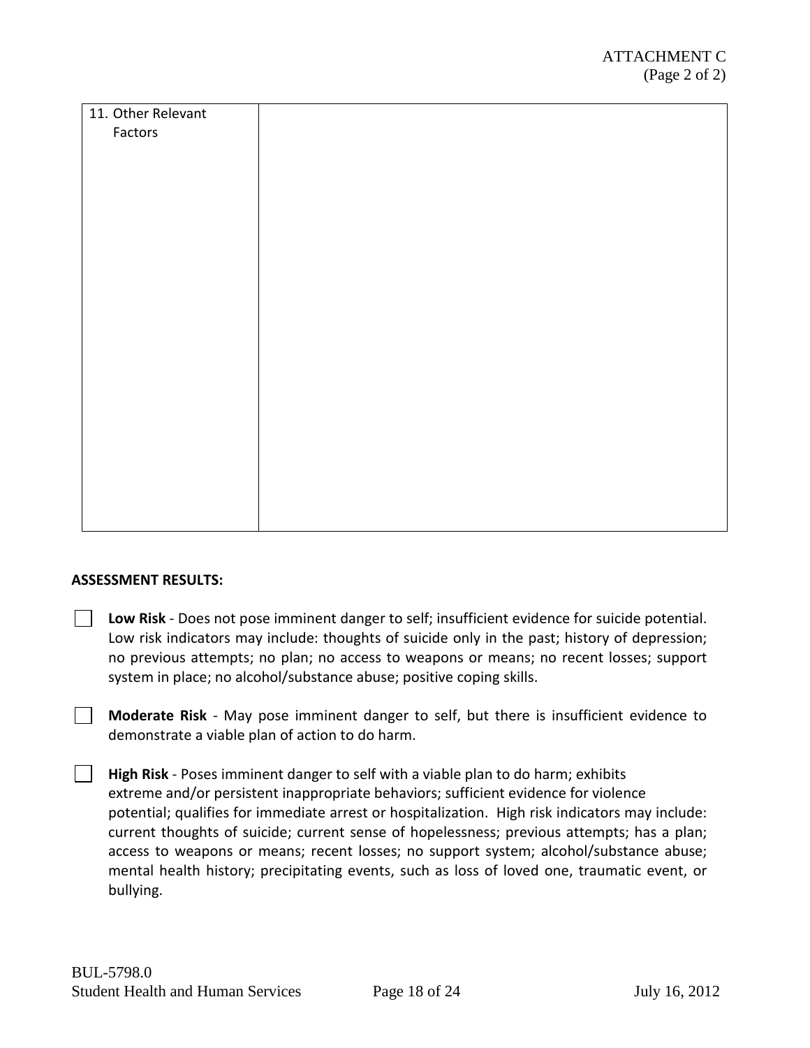ATTACHMENT C
(Page 2 of 2)

| 11. Other Relevant Factors | |
|---|---|

**ASSESSMENT RESULTS:**

☐ **Low Risk** - Does not pose imminent danger to self; insufficient evidence for suicide potential. Low risk indicators may include: thoughts of suicide only in the past; history of depression; no previous attempts; no plan; no access to weapons or means; no recent losses; support system in place; no alcohol/substance abuse; positive coping skills.

☐ **Moderate Risk** - May pose imminent danger to self, but there is insufficient evidence to demonstrate a viable plan of action to do harm.

☐ **High Risk** - Poses imminent danger to self with a viable plan to do harm; exhibits extreme and/or persistent inappropriate behaviors; sufficient evidence for violence potential; qualifies for immediate arrest or hospitalization. High risk indicators may include: current thoughts of suicide; current sense of hopelessness; previous attempts; has a plan; access to weapons or means; recent losses; no support system; alcohol/substance abuse; mental health history; precipitating events, such as loss of loved one, traumatic event, or bullying.

BUL-5798.0
Student Health and Human Services July 16, 2012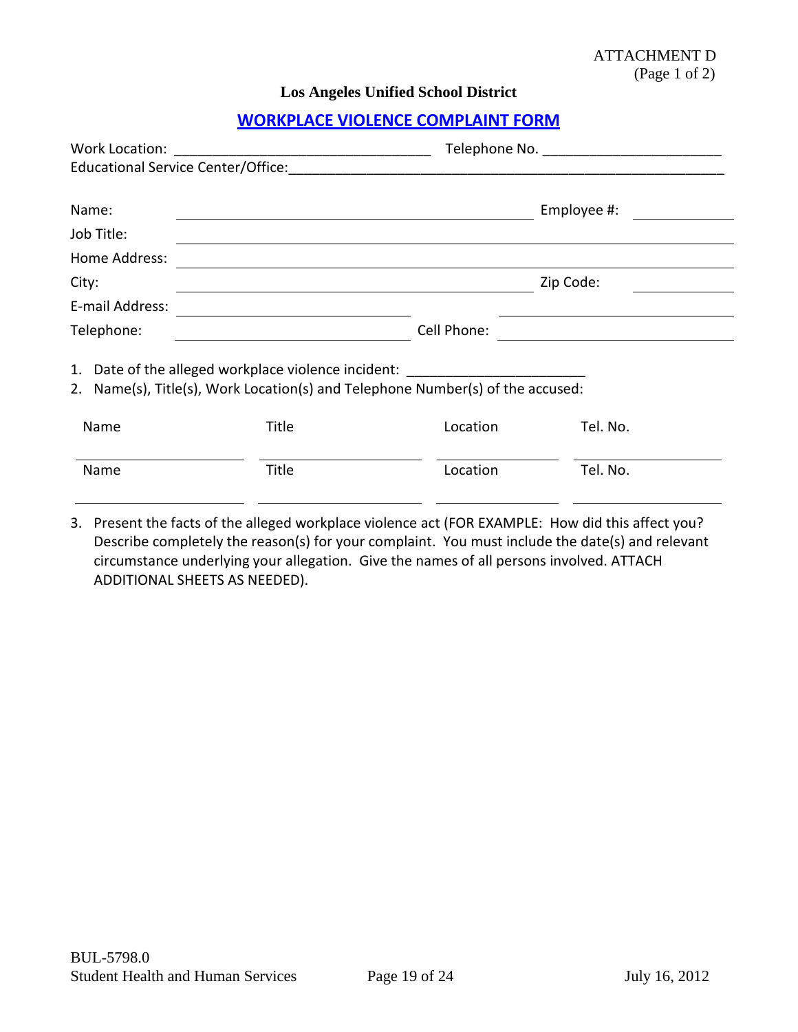ATTACHMENT D
(Page 1 of 2)

**Los Angeles Unified School District**

## WORKPLACE VIOLENCE COMPLAINT FORM

Work Location: ________________________________ Telephone No. ______________________
Educational Service Center/Office:________________________________________________________

Name: ____________________________________________ Employee #: ____________
Job Title: ________________________________________________________________________
Home Address: ____________________________________________________________________
City: ____________________________________________ Zip Code: ____________
E-mail Address: ____________________________ ______________________________
Telephone: ____________________________ Cell Phone: ______________________________

1. Date of the alleged workplace violence incident: ______________________
2. Name(s), Title(s), Work Location(s) and Telephone Number(s) of the accused:

| Name | Title | Location | Tel. No. |
|---|---|---|---|
| | | | |
| **Name** | **Title** | **Location** | **Tel. No.** |
| | | | |

3. Present the facts of the alleged workplace violence act (FOR EXAMPLE: How did this affect you? Describe completely the reason(s) for your complaint. You must include the date(s) and relevant circumstance underlying your allegation. Give the names of all persons involved. ATTACH ADDITIONAL SHEETS AS NEEDED).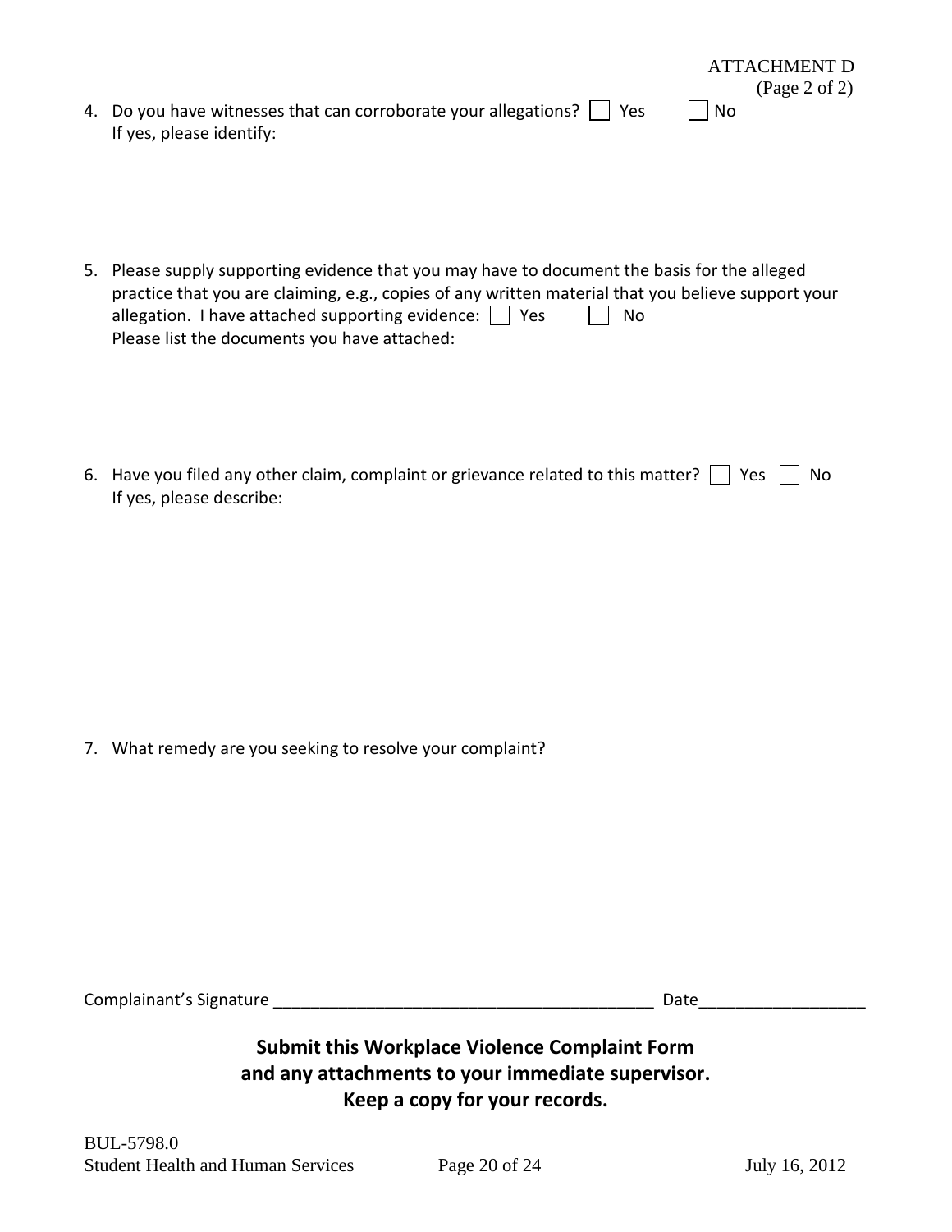ATTACHMENT D
(Page 2 of 2)

4. Do you have witnesses that can corroborate your allegations? ☐ Yes ☐ No
   If yes, please identify:

5. Please supply supporting evidence that you may have to document the basis for the alleged practice that you are claiming, e.g., copies of any written material that you believe support your allegation. I have attached supporting evidence: ☐ Yes ☐ No
   Please list the documents you have attached:

6. Have you filed any other claim, complaint or grievance related to this matter? ☐ Yes ☐ No
   If yes, please describe:

7. What remedy are you seeking to resolve your complaint?

Complainant's Signature __________________________________________ Date__________________

**Submit this Workplace Violence Complaint Form and any attachments to your immediate supervisor. Keep a copy for your records.**

BUL-5798.0
Student Health and Human Services July 16, 2012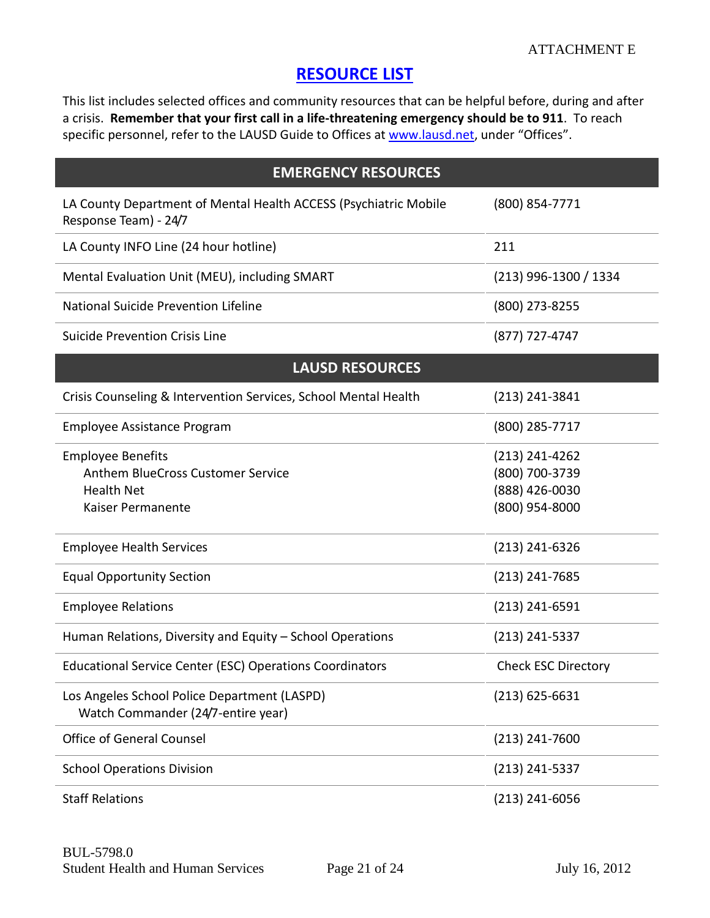ATTACHMENT E

# RESOURCE LIST

This list includes selected offices and community resources that can be helpful before, during and after a crisis. **Remember that your first call in a life-threatening emergency should be to 911**. To reach specific personnel, refer to the LAUSD Guide to Offices at www.lausd.net, under "Offices".

| EMERGENCY RESOURCES | |
|---|---|
| LA County Department of Mental Health ACCESS (Psychiatric Mobile Response Team) - 24/7 | (800) 854-7771 |
| LA County INFO Line (24 hour hotline) | 211 |
| Mental Evaluation Unit (MEU), including SMART | (213) 996-1300 / 1334 |
| National Suicide Prevention Lifeline | (800) 273-8255 |
| Suicide Prevention Crisis Line | (877) 727-4747 |
| **LAUSD RESOURCES** | |
| Crisis Counseling & Intervention Services, School Mental Health | (213) 241-3841 |
| Employee Assistance Program | (800) 285-7717 |
| Employee Benefits<br>Anthem BlueCross Customer Service<br>Health Net<br>Kaiser Permanente | (213) 241-4262<br>(800) 700-3739<br>(888) 426-0030<br>(800) 954-8000 |
| Employee Health Services | (213) 241-6326 |
| Equal Opportunity Section | (213) 241-7685 |
| Employee Relations | (213) 241-6591 |
| Human Relations, Diversity and Equity – School Operations | (213) 241-5337 |
| Educational Service Center (ESC) Operations Coordinators | Check ESC Directory |
| Los Angeles School Police Department (LASPD)<br>Watch Commander (24/7-entire year) | (213) 625-6631 |
| Office of General Counsel | (213) 241-7600 |
| School Operations Division | (213) 241-5337 |
| Staff Relations | (213) 241-6056 |

BUL-5798.0
Student Health and Human Services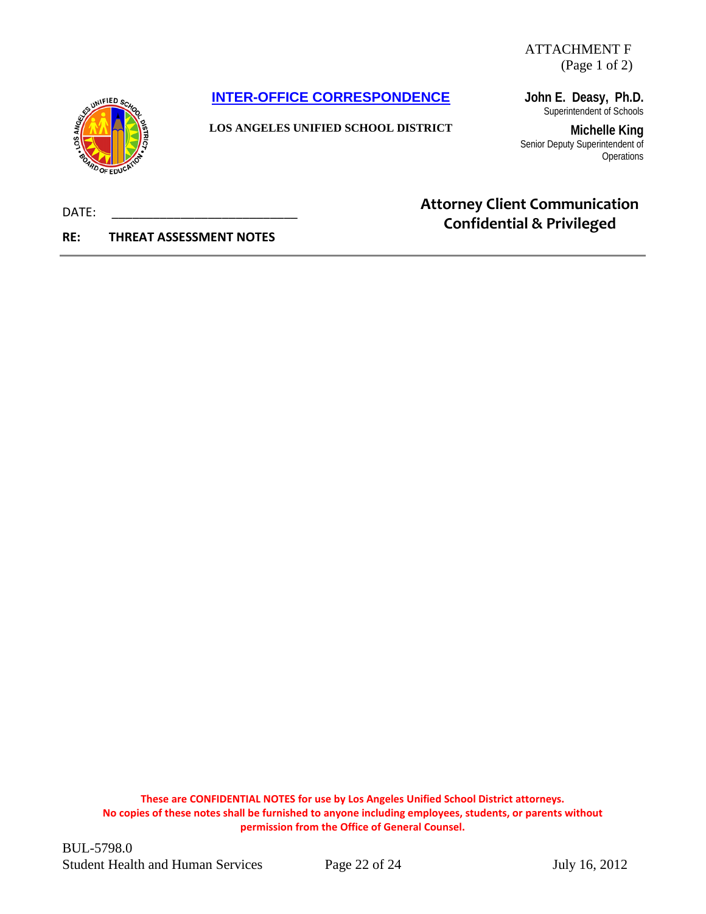ATTACHMENT F
(Page 1 of 2)

**INTER-OFFICE CORRESPONDENCE**

**LOS ANGELES UNIFIED SCHOOL DISTRICT**

**John E. Deasy, Ph.D.**
Superintendent of Schools

**Michelle King**
Senior Deputy Superintendent of Operations

DATE: ___________________________

**RE: THREAT ASSESSMENT NOTES**

**Attorney Client Communication Confidential & Privileged**

---

**These are CONFIDENTIAL NOTES for use by Los Angeles Unified School District attorneys. No copies of these notes shall be furnished to anyone including employees, students, or parents without permission from the Office of General Counsel.**

BUL-5798.0
Student Health and Human Services July 16, 2012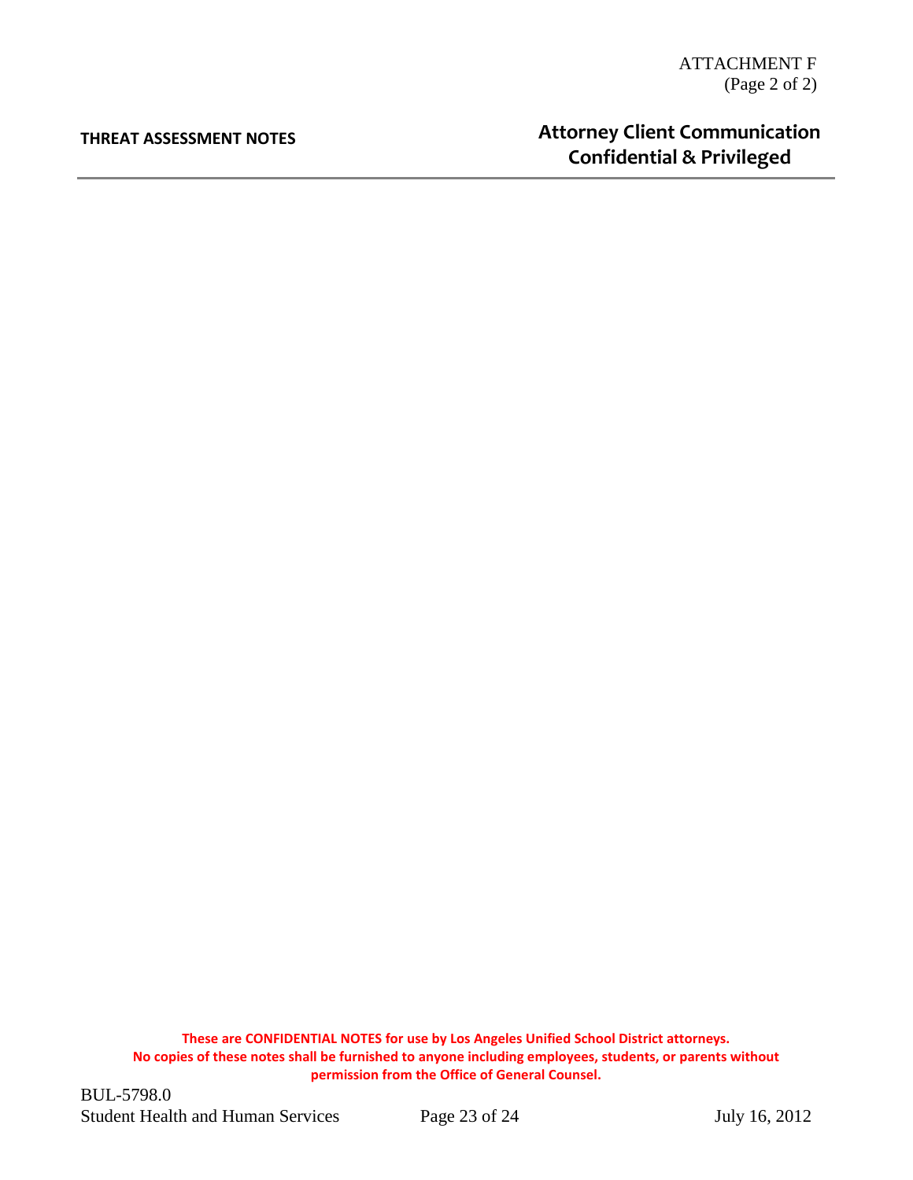ATTACHMENT F
(Page 2 of 2)

**THREAT ASSESSMENT NOTES**

**Attorney Client Communication**
**Confidential & Privileged**

---

**These are CONFIDENTIAL NOTES for use by Los Angeles Unified School District attorneys. No copies of these notes shall be furnished to anyone including employees, students, or parents without permission from the Office of General Counsel.**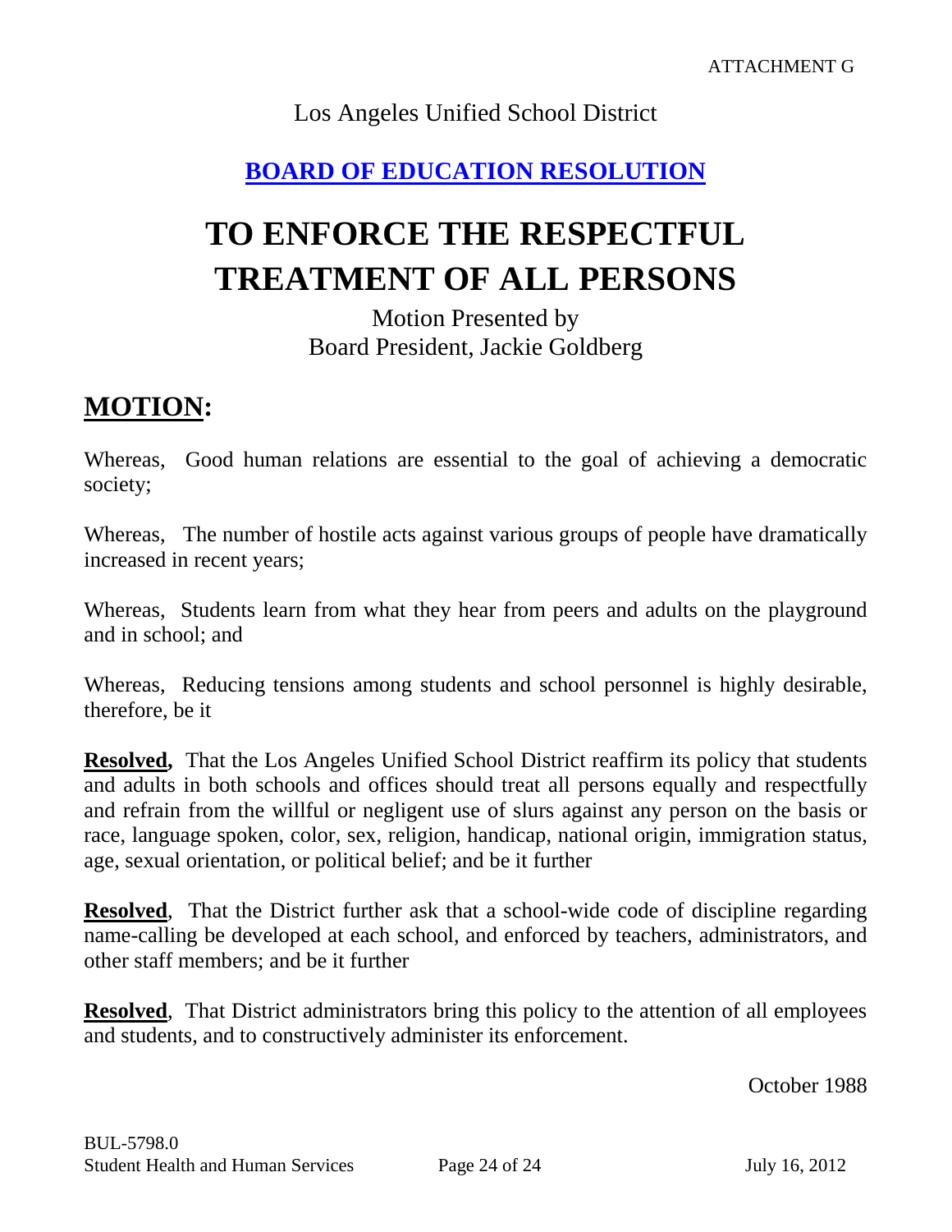ATTACHMENT G

Los Angeles Unified School District

**BOARD OF EDUCATION RESOLUTION**

# TO ENFORCE THE RESPECTFUL TREATMENT OF ALL PERSONS

Motion Presented by
Board President, Jackie Goldberg

## MOTION:

Whereas, Good human relations are essential to the goal of achieving a democratic society;

Whereas, The number of hostile acts against various groups of people have dramatically increased in recent years;

Whereas, Students learn from what they hear from peers and adults on the playground and in school; and

Whereas, Reducing tensions among students and school personnel is highly desirable, therefore, be it

**Resolved,** That the Los Angeles Unified School District reaffirm its policy that students and adults in both schools and offices should treat all persons equally and respectfully and refrain from the willful or negligent use of slurs against any person on the basis or race, language spoken, color, sex, religion, handicap, national origin, immigration status, age, sexual orientation, or political belief; and be it further

**Resolved**, That the District further ask that a school-wide code of discipline regarding name-calling be developed at each school, and enforced by teachers, administrators, and other staff members; and be it further

**Resolved**, That District administrators bring this policy to the attention of all employees and students, and to constructively administer its enforcement.

October 1988